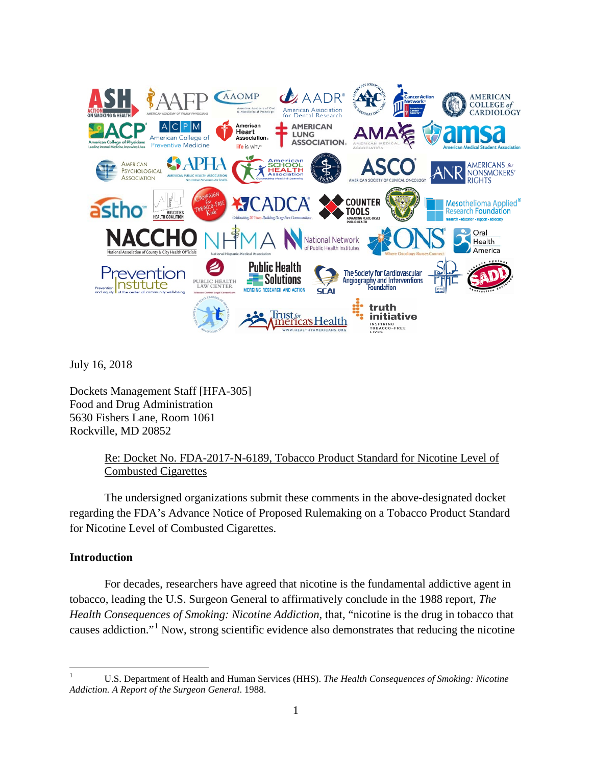July 16, 2018

Dockets Management Staff [HFA-305]
Food and Drug Administration
5630 Fishers Lane, Room 1061
Rockville, MD 20852

Re: Docket No. FDA-2017-N-6189, Tobacco Product Standard for Nicotine Level of Combusted Cigarettes

The undersigned organizations submit these comments in the above-designated docket regarding the FDA's Advance Notice of Proposed Rulemaking on a Tobacco Product Standard for Nicotine Level of Combusted Cigarettes.

## Introduction

For decades, researchers have agreed that nicotine is the fundamental addictive agent in tobacco, leading the U.S. Surgeon General to affirmatively conclude in the 1988 report, *The Health Consequences of Smoking: Nicotine Addiction*, that, "nicotine is the drug in tobacco that causes addiction."[1] Now, strong scientific evidence also demonstrates that reducing the nicotine

---

[1] U.S. Department of Health and Human Services (HHS). *The Health Consequences of Smoking: Nicotine Addiction. A Report of the Surgeon General*. 1988.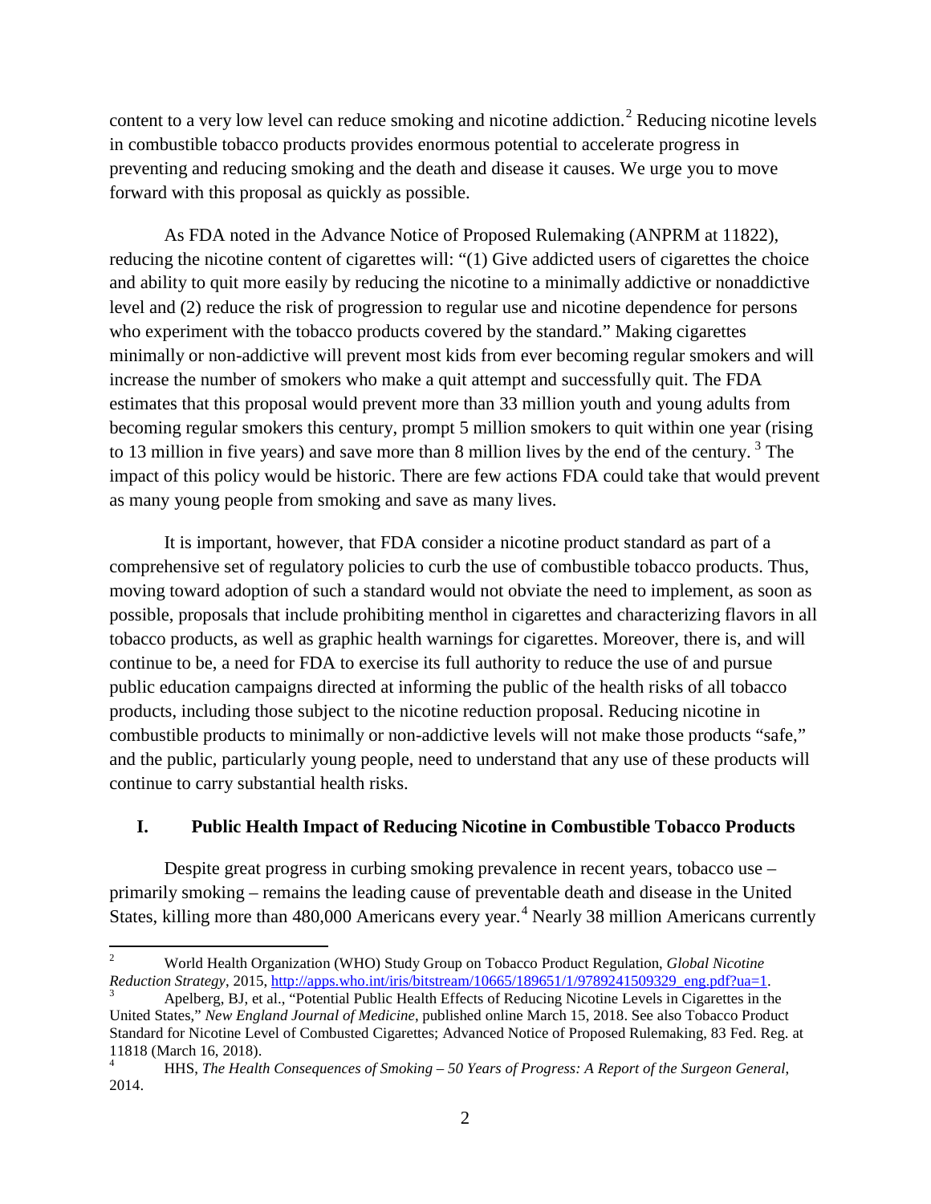content to a very low level can reduce smoking and nicotine addiction.[2] Reducing nicotine levels in combustible tobacco products provides enormous potential to accelerate progress in preventing and reducing smoking and the death and disease it causes. We urge you to move forward with this proposal as quickly as possible.

As FDA noted in the Advance Notice of Proposed Rulemaking (ANPRM at 11822), reducing the nicotine content of cigarettes will: "(1) Give addicted users of cigarettes the choice and ability to quit more easily by reducing the nicotine to a minimally addictive or nonaddictive level and (2) reduce the risk of progression to regular use and nicotine dependence for persons who experiment with the tobacco products covered by the standard." Making cigarettes minimally or non-addictive will prevent most kids from ever becoming regular smokers and will increase the number of smokers who make a quit attempt and successfully quit. The FDA estimates that this proposal would prevent more than 33 million youth and young adults from becoming regular smokers this century, prompt 5 million smokers to quit within one year (rising to 13 million in five years) and save more than 8 million lives by the end of the century.[3] The impact of this policy would be historic. There are few actions FDA could take that would prevent as many young people from smoking and save as many lives.

It is important, however, that FDA consider a nicotine product standard as part of a comprehensive set of regulatory policies to curb the use of combustible tobacco products. Thus, moving toward adoption of such a standard would not obviate the need to implement, as soon as possible, proposals that include prohibiting menthol in cigarettes and characterizing flavors in all tobacco products, as well as graphic health warnings for cigarettes. Moreover, there is, and will continue to be, a need for FDA to exercise its full authority to reduce the use of and pursue public education campaigns directed at informing the public of the health risks of all tobacco products, including those subject to the nicotine reduction proposal. Reducing nicotine in combustible products to minimally or non-addictive levels will not make those products "safe," and the public, particularly young people, need to understand that any use of these products will continue to carry substantial health risks.

## I. Public Health Impact of Reducing Nicotine in Combustible Tobacco Products

Despite great progress in curbing smoking prevalence in recent years, tobacco use – primarily smoking – remains the leading cause of preventable death and disease in the United States, killing more than 480,000 Americans every year.[4] Nearly 38 million Americans currently

---

[2] World Health Organization (WHO) Study Group on Tobacco Product Regulation, *Global Nicotine Reduction Strategy*, 2015, http://apps.who.int/iris/bitstream/10665/189651/1/9789241509329_eng.pdf?ua=1.

[3] Apelberg, BJ, et al., "Potential Public Health Effects of Reducing Nicotine Levels in Cigarettes in the United States," *New England Journal of Medicine*, published online March 15, 2018. See also Tobacco Product Standard for Nicotine Level of Combusted Cigarettes; Advanced Notice of Proposed Rulemaking, 83 Fed. Reg. at 11818 (March 16, 2018).

[4] HHS, *The Health Consequences of Smoking – 50 Years of Progress: A Report of the Surgeon General*, 2014.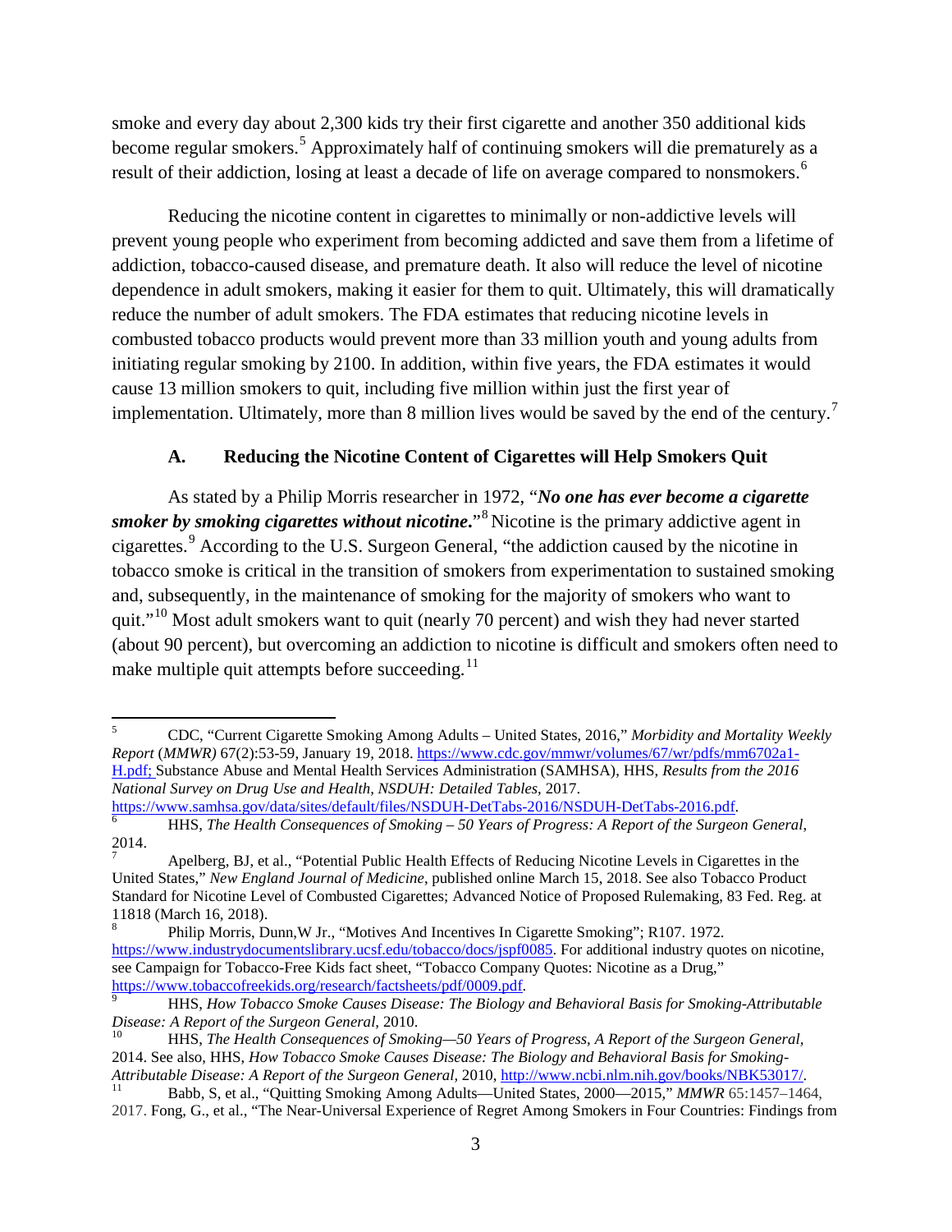smoke and every day about 2,300 kids try their first cigarette and another 350 additional kids become regular smokers.[5] Approximately half of continuing smokers will die prematurely as a result of their addiction, losing at least a decade of life on average compared to nonsmokers.[6]

Reducing the nicotine content in cigarettes to minimally or non-addictive levels will prevent young people who experiment from becoming addicted and save them from a lifetime of addiction, tobacco-caused disease, and premature death. It also will reduce the level of nicotine dependence in adult smokers, making it easier for them to quit. Ultimately, this will dramatically reduce the number of adult smokers. The FDA estimates that reducing nicotine levels in combusted tobacco products would prevent more than 33 million youth and young adults from initiating regular smoking by 2100. In addition, within five years, the FDA estimates it would cause 13 million smokers to quit, including five million within just the first year of implementation. Ultimately, more than 8 million lives would be saved by the end of the century.[7]

### A. Reducing the Nicotine Content of Cigarettes will Help Smokers Quit

As stated by a Philip Morris researcher in 1972, "***No one has ever become a cigarette smoker by smoking cigarettes without nicotine.***"[8] Nicotine is the primary addictive agent in cigarettes.[9] According to the U.S. Surgeon General, "the addiction caused by the nicotine in tobacco smoke is critical in the transition of smokers from experimentation to sustained smoking and, subsequently, in the maintenance of smoking for the majority of smokers who want to quit."[10] Most adult smokers want to quit (nearly 70 percent) and wish they had never started (about 90 percent), but overcoming an addiction to nicotine is difficult and smokers often need to make multiple quit attempts before succeeding.[11]

---

[5] CDC, "Current Cigarette Smoking Among Adults – United States, 2016," *Morbidity and Mortality Weekly Report* (*MMWR)* 67(2):53-59, January 19, 2018. https://www.cdc.gov/mmwr/volumes/67/wr/pdfs/mm6702a1-H.pdf; Substance Abuse and Mental Health Services Administration (SAMHSA), HHS, *Results from the 2016 National Survey on Drug Use and Health, NSDUH: Detailed Tables*, 2017. https://www.samhsa.gov/data/sites/default/files/NSDUH-DetTabs-2016/NSDUH-DetTabs-2016.pdf.

[6] HHS, *The Health Consequences of Smoking – 50 Years of Progress: A Report of the Surgeon General*, 2014.

[7] Apelberg, BJ, et al., "Potential Public Health Effects of Reducing Nicotine Levels in Cigarettes in the United States," *New England Journal of Medicine*, published online March 15, 2018. See also Tobacco Product Standard for Nicotine Level of Combusted Cigarettes; Advanced Notice of Proposed Rulemaking, 83 Fed. Reg. at 11818 (March 16, 2018).

[8] Philip Morris, Dunn,W Jr., "Motives And Incentives In Cigarette Smoking"; R107. 1972. https://www.industrydocumentslibrary.ucsf.edu/tobacco/docs/jspf0085. For additional industry quotes on nicotine, see Campaign for Tobacco-Free Kids fact sheet, "Tobacco Company Quotes: Nicotine as a Drug," https://www.tobaccofreekids.org/research/factsheets/pdf/0009.pdf.

[9] HHS, *How Tobacco Smoke Causes Disease: The Biology and Behavioral Basis for Smoking-Attributable Disease: A Report of the Surgeon General*, 2010.

[10] HHS, *The Health Consequences of Smoking—50 Years of Progress, A Report of the Surgeon General*, 2014. See also, HHS, *How Tobacco Smoke Causes Disease: The Biology and Behavioral Basis for Smoking-Attributable Disease: A Report of the Surgeon General*, 2010, http://www.ncbi.nlm.nih.gov/books/NBK53017/.

[11] Babb, S, et al., "Quitting Smoking Among Adults—United States, 2000—2015," *MMWR* 65:1457–1464, 2017. Fong, G., et al., "The Near-Universal Experience of Regret Among Smokers in Four Countries: Findings from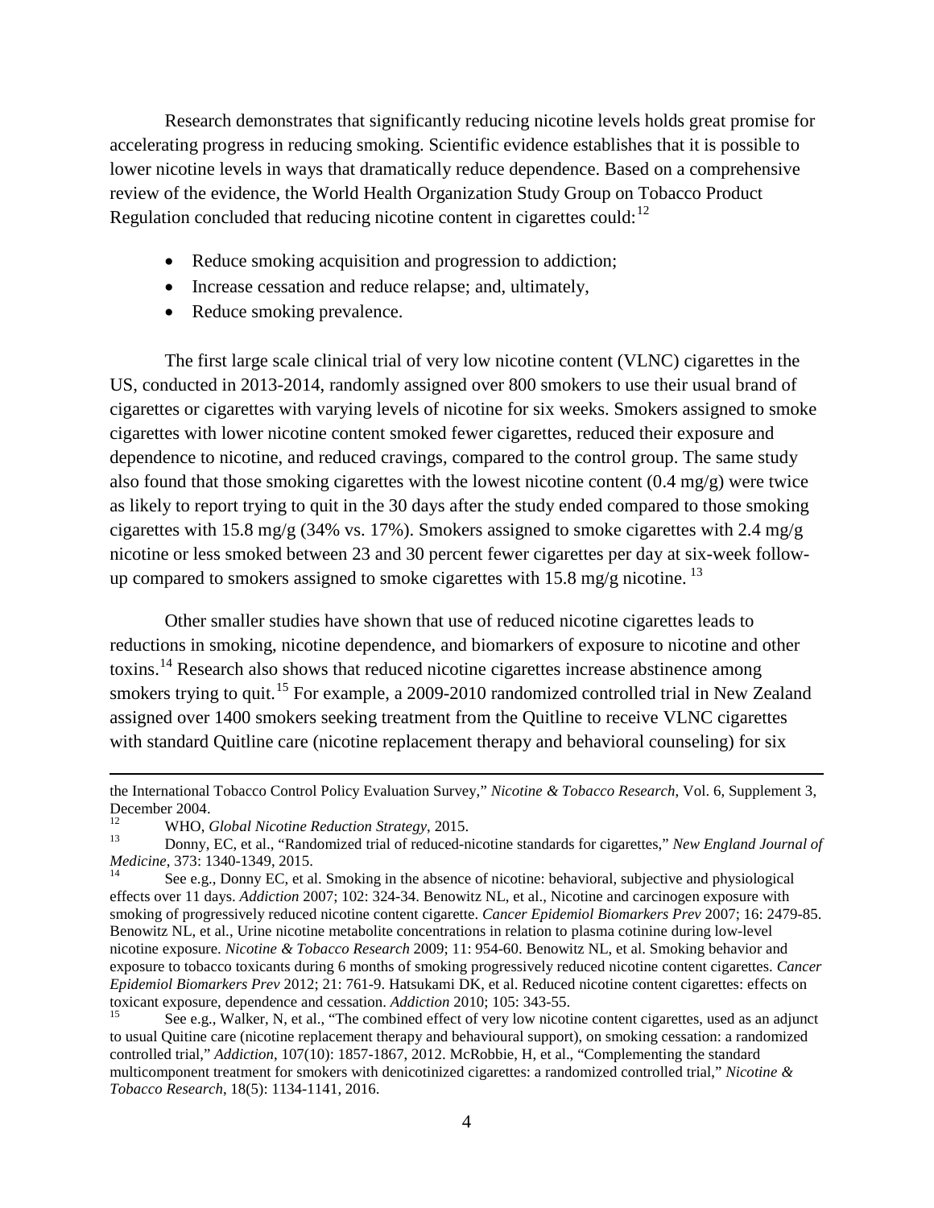Research demonstrates that significantly reducing nicotine levels holds great promise for accelerating progress in reducing smoking. Scientific evidence establishes that it is possible to lower nicotine levels in ways that dramatically reduce dependence. Based on a comprehensive review of the evidence, the World Health Organization Study Group on Tobacco Product Regulation concluded that reducing nicotine content in cigarettes could:[12]

- Reduce smoking acquisition and progression to addiction;
- Increase cessation and reduce relapse; and, ultimately,
- Reduce smoking prevalence.

The first large scale clinical trial of very low nicotine content (VLNC) cigarettes in the US, conducted in 2013-2014, randomly assigned over 800 smokers to use their usual brand of cigarettes or cigarettes with varying levels of nicotine for six weeks. Smokers assigned to smoke cigarettes with lower nicotine content smoked fewer cigarettes, reduced their exposure and dependence to nicotine, and reduced cravings, compared to the control group. The same study also found that those smoking cigarettes with the lowest nicotine content (0.4 mg/g) were twice as likely to report trying to quit in the 30 days after the study ended compared to those smoking cigarettes with 15.8 mg/g (34% vs. 17%). Smokers assigned to smoke cigarettes with 2.4 mg/g nicotine or less smoked between 23 and 30 percent fewer cigarettes per day at six-week follow-up compared to smokers assigned to smoke cigarettes with 15.8 mg/g nicotine.[13]

Other smaller studies have shown that use of reduced nicotine cigarettes leads to reductions in smoking, nicotine dependence, and biomarkers of exposure to nicotine and other toxins.[14] Research also shows that reduced nicotine cigarettes increase abstinence among smokers trying to quit.[15] For example, a 2009-2010 randomized controlled trial in New Zealand assigned over 1400 smokers seeking treatment from the Quitline to receive VLNC cigarettes with standard Quitline care (nicotine replacement therapy and behavioral counseling) for six

---

the International Tobacco Control Policy Evaluation Survey," *Nicotine & Tobacco Research*, Vol. 6, Supplement 3, December 2004.

[12] WHO, *Global Nicotine Reduction Strategy*, 2015.

[13] Donny, EC, et al., "Randomized trial of reduced-nicotine standards for cigarettes," *New England Journal of Medicine*, 373: 1340-1349, 2015.

[14] See e.g., Donny EC, et al. Smoking in the absence of nicotine: behavioral, subjective and physiological effects over 11 days. *Addiction* 2007; 102: 324-34. Benowitz NL, et al., Nicotine and carcinogen exposure with smoking of progressively reduced nicotine content cigarette. *Cancer Epidemiol Biomarkers Prev* 2007; 16: 2479-85. Benowitz NL, et al., Urine nicotine metabolite concentrations in relation to plasma cotinine during low-level nicotine exposure. *Nicotine & Tobacco Research* 2009; 11: 954-60. Benowitz NL, et al. Smoking behavior and exposure to tobacco toxicants during 6 months of smoking progressively reduced nicotine content cigarettes. *Cancer Epidemiol Biomarkers Prev* 2012; 21: 761-9. Hatsukami DK, et al. Reduced nicotine content cigarettes: effects on toxicant exposure, dependence and cessation. *Addiction* 2010; 105: 343-55.

[15] See e.g., Walker, N, et al., "The combined effect of very low nicotine content cigarettes, used as an adjunct to usual Quitine care (nicotine replacement therapy and behavioural support), on smoking cessation: a randomized controlled trial," *Addiction*, 107(10): 1857-1867, 2012. McRobbie, H, et al., "Complementing the standard multicomponent treatment for smokers with denicotinized cigarettes: a randomized controlled trial," *Nicotine & Tobacco Research*, 18(5): 1134-1141, 2016.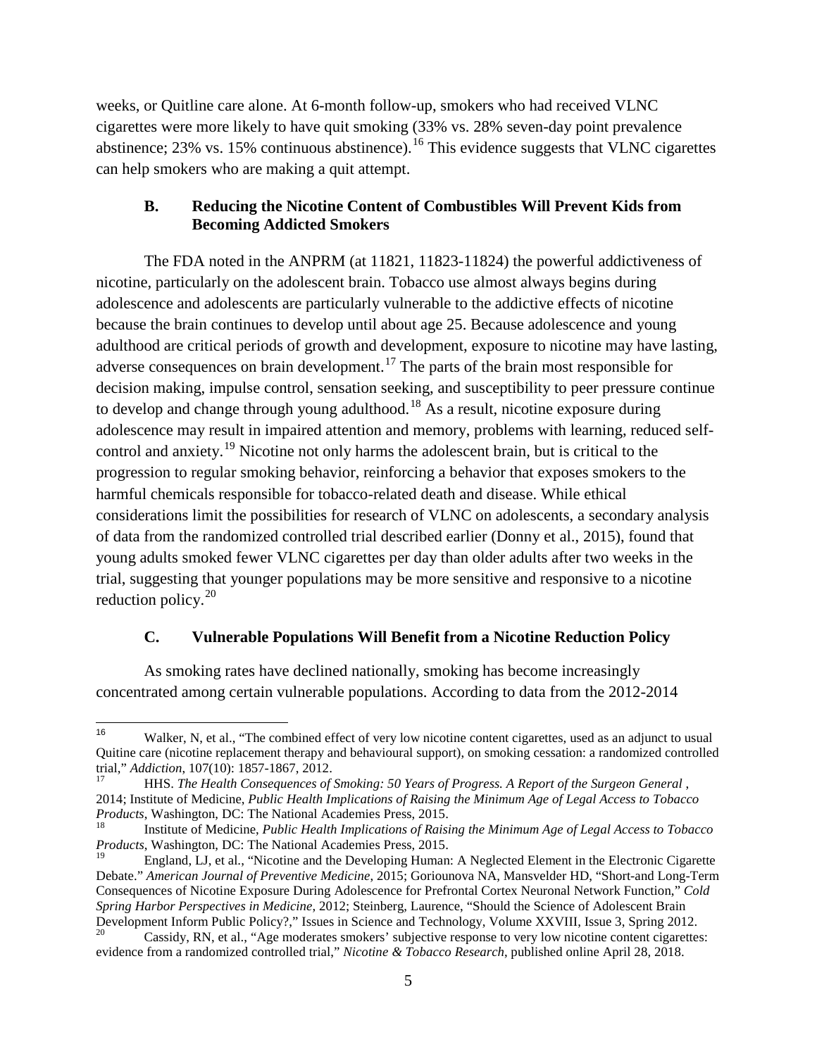weeks, or Quitline care alone. At 6-month follow-up, smokers who had received VLNC cigarettes were more likely to have quit smoking (33% vs. 28% seven-day point prevalence abstinence; 23% vs. 15% continuous abstinence).[16] This evidence suggests that VLNC cigarettes can help smokers who are making a quit attempt.

### B. Reducing the Nicotine Content of Combustibles Will Prevent Kids from Becoming Addicted Smokers

The FDA noted in the ANPRM (at 11821, 11823-11824) the powerful addictiveness of nicotine, particularly on the adolescent brain. Tobacco use almost always begins during adolescence and adolescents are particularly vulnerable to the addictive effects of nicotine because the brain continues to develop until about age 25. Because adolescence and young adulthood are critical periods of growth and development, exposure to nicotine may have lasting, adverse consequences on brain development.[17] The parts of the brain most responsible for decision making, impulse control, sensation seeking, and susceptibility to peer pressure continue to develop and change through young adulthood.[18] As a result, nicotine exposure during adolescence may result in impaired attention and memory, problems with learning, reduced self-control and anxiety.[19] Nicotine not only harms the adolescent brain, but is critical to the progression to regular smoking behavior, reinforcing a behavior that exposes smokers to the harmful chemicals responsible for tobacco-related death and disease. While ethical considerations limit the possibilities for research of VLNC on adolescents, a secondary analysis of data from the randomized controlled trial described earlier (Donny et al., 2015), found that young adults smoked fewer VLNC cigarettes per day than older adults after two weeks in the trial, suggesting that younger populations may be more sensitive and responsive to a nicotine reduction policy.[20]

### C. Vulnerable Populations Will Benefit from a Nicotine Reduction Policy

As smoking rates have declined nationally, smoking has become increasingly concentrated among certain vulnerable populations. According to data from the 2012-2014

---

[16] Walker, N, et al., "The combined effect of very low nicotine content cigarettes, used as an adjunct to usual Quitine care (nicotine replacement therapy and behavioural support), on smoking cessation: a randomized controlled trial," *Addiction*, 107(10): 1857-1867, 2012.

[17] HHS. *The Health Consequences of Smoking: 50 Years of Progress. A Report of the Surgeon General* , 2014; Institute of Medicine, *Public Health Implications of Raising the Minimum Age of Legal Access to Tobacco Products*, Washington, DC: The National Academies Press, 2015.

[18] Institute of Medicine, *Public Health Implications of Raising the Minimum Age of Legal Access to Tobacco Products*, Washington, DC: The National Academies Press, 2015.

[19] England, LJ, et al., "Nicotine and the Developing Human: A Neglected Element in the Electronic Cigarette Debate." *American Journal of Preventive Medicine*, 2015; Goriounova NA, Mansvelder HD, "Short-and Long-Term Consequences of Nicotine Exposure During Adolescence for Prefrontal Cortex Neuronal Network Function," *Cold Spring Harbor Perspectives in Medicine*, 2012; Steinberg, Laurence, "Should the Science of Adolescent Brain Development Inform Public Policy?," Issues in Science and Technology, Volume XXVIII, Issue 3, Spring 2012.

[20] Cassidy, RN, et al., "Age moderates smokers' subjective response to very low nicotine content cigarettes: evidence from a randomized controlled trial," *Nicotine & Tobacco Research*, published online April 28, 2018.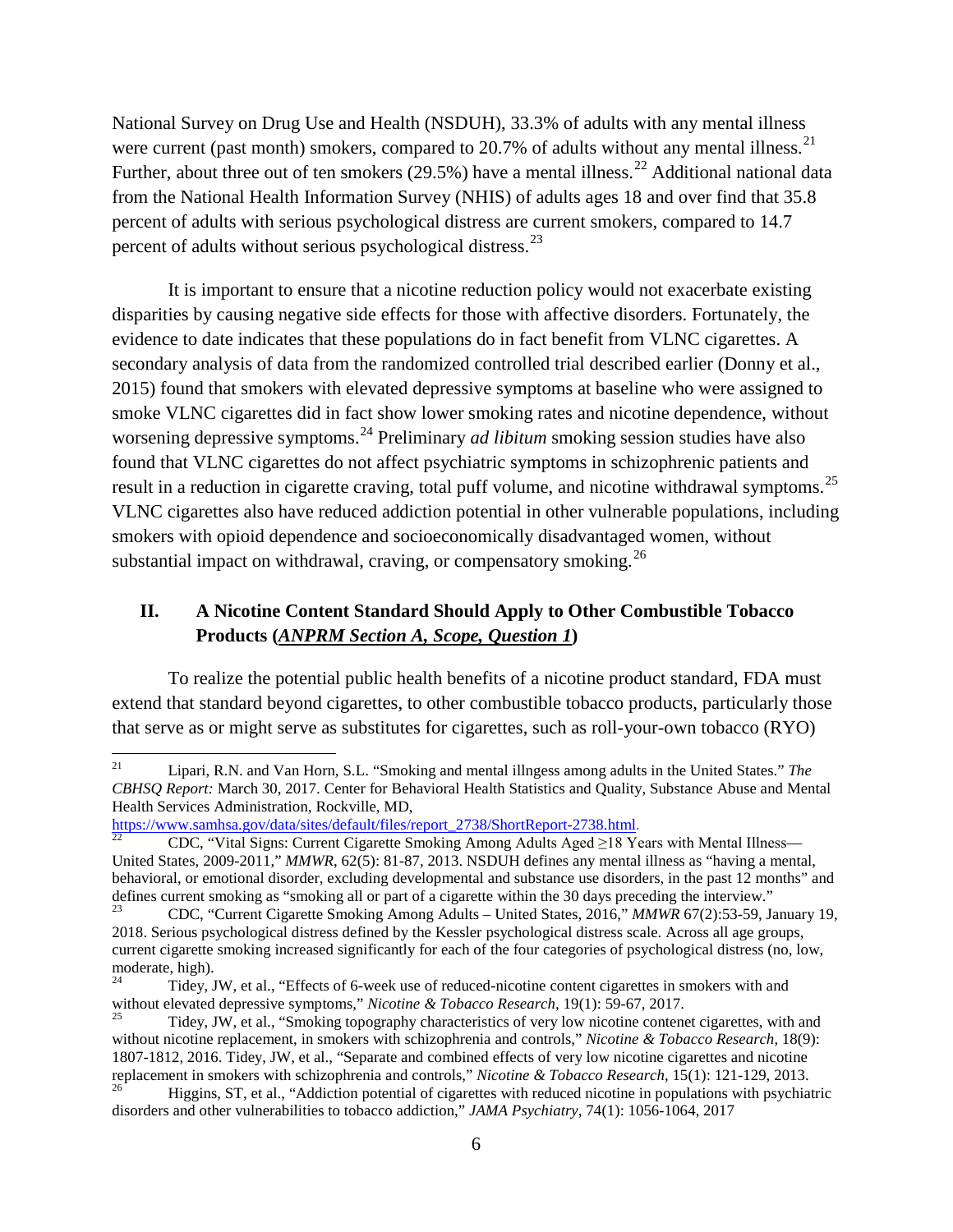National Survey on Drug Use and Health (NSDUH), 33.3% of adults with any mental illness were current (past month) smokers, compared to 20.7% of adults without any mental illness.[21] Further, about three out of ten smokers (29.5%) have a mental illness.[22] Additional national data from the National Health Information Survey (NHIS) of adults ages 18 and over find that 35.8 percent of adults with serious psychological distress are current smokers, compared to 14.7 percent of adults without serious psychological distress.[23]

It is important to ensure that a nicotine reduction policy would not exacerbate existing disparities by causing negative side effects for those with affective disorders. Fortunately, the evidence to date indicates that these populations do in fact benefit from VLNC cigarettes. A secondary analysis of data from the randomized controlled trial described earlier (Donny et al., 2015) found that smokers with elevated depressive symptoms at baseline who were assigned to smoke VLNC cigarettes did in fact show lower smoking rates and nicotine dependence, without worsening depressive symptoms.[24] Preliminary *ad libitum* smoking session studies have also found that VLNC cigarettes do not affect psychiatric symptoms in schizophrenic patients and result in a reduction in cigarette craving, total puff volume, and nicotine withdrawal symptoms.[25] VLNC cigarettes also have reduced addiction potential in other vulnerable populations, including smokers with opioid dependence and socioeconomically disadvantaged women, without substantial impact on withdrawal, craving, or compensatory smoking.[26]

## II. A Nicotine Content Standard Should Apply to Other Combustible Tobacco Products (*ANPRM Section A, Scope, Question 1*)

To realize the potential public health benefits of a nicotine product standard, FDA must extend that standard beyond cigarettes, to other combustible tobacco products, particularly those that serve as or might serve as substitutes for cigarettes, such as roll-your-own tobacco (RYO)

---

[21] Lipari, R.N. and Van Horn, S.L. "Smoking and mental illngess among adults in the United States." *The CBHSQ Report:* March 30, 2017. Center for Behavioral Health Statistics and Quality, Substance Abuse and Mental Health Services Administration, Rockville, MD, https://www.samhsa.gov/data/sites/default/files/report_2738/ShortReport-2738.html.

[22] CDC, "Vital Signs: Current Cigarette Smoking Among Adults Aged ≥18 Years with Mental Illness—United States, 2009-2011," *MMWR*, 62(5): 81-87, 2013. NSDUH defines any mental illness as "having a mental, behavioral, or emotional disorder, excluding developmental and substance use disorders, in the past 12 months" and defines current smoking as "smoking all or part of a cigarette within the 30 days preceding the interview."

[23] CDC, "Current Cigarette Smoking Among Adults – United States, 2016," *MMWR* 67(2):53-59, January 19, 2018. Serious psychological distress defined by the Kessler psychological distress scale. Across all age groups, current cigarette smoking increased significantly for each of the four categories of psychological distress (no, low, moderate, high).

[24] Tidey, JW, et al., "Effects of 6-week use of reduced-nicotine content cigarettes in smokers with and without elevated depressive symptoms," *Nicotine & Tobacco Research*, 19(1): 59-67, 2017.

[25] Tidey, JW, et al., "Smoking topography characteristics of very low nicotine contenet cigarettes, with and without nicotine replacement, in smokers with schizophrenia and controls," *Nicotine & Tobacco Research*, 18(9): 1807-1812, 2016. Tidey, JW, et al., "Separate and combined effects of very low nicotine cigarettes and nicotine replacement in smokers with schizophrenia and controls," *Nicotine & Tobacco Research*, 15(1): 121-129, 2013.

[26] Higgins, ST, et al., "Addiction potential of cigarettes with reduced nicotine in populations with psychiatric disorders and other vulnerabilities to tobacco addiction," *JAMA Psychiatry*, 74(1): 1056-1064, 2017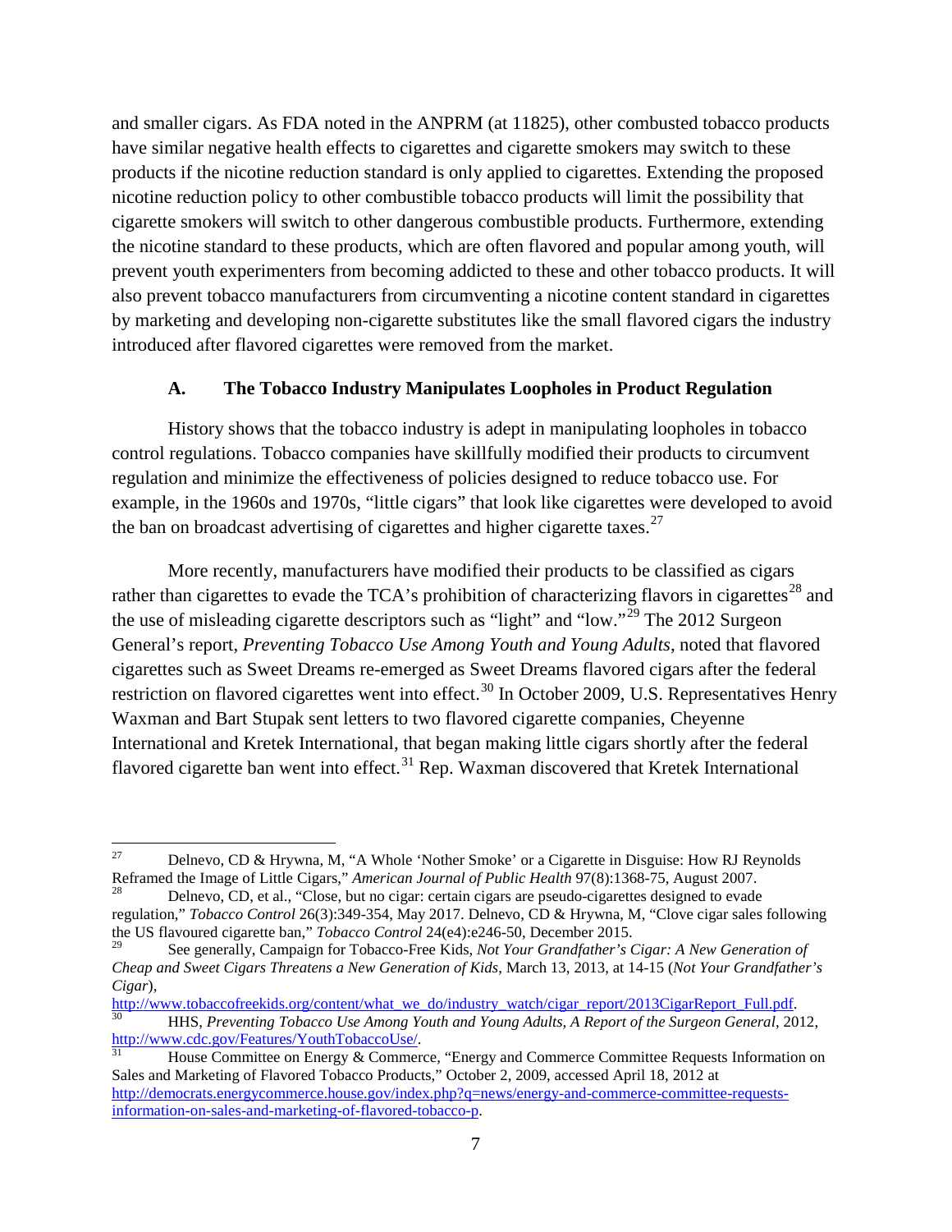and smaller cigars. As FDA noted in the ANPRM (at 11825), other combusted tobacco products have similar negative health effects to cigarettes and cigarette smokers may switch to these products if the nicotine reduction standard is only applied to cigarettes. Extending the proposed nicotine reduction policy to other combustible tobacco products will limit the possibility that cigarette smokers will switch to other dangerous combustible products. Furthermore, extending the nicotine standard to these products, which are often flavored and popular among youth, will prevent youth experimenters from becoming addicted to these and other tobacco products. It will also prevent tobacco manufacturers from circumventing a nicotine content standard in cigarettes by marketing and developing non-cigarette substitutes like the small flavored cigars the industry introduced after flavored cigarettes were removed from the market.

### A. The Tobacco Industry Manipulates Loopholes in Product Regulation

History shows that the tobacco industry is adept in manipulating loopholes in tobacco control regulations. Tobacco companies have skillfully modified their products to circumvent regulation and minimize the effectiveness of policies designed to reduce tobacco use. For example, in the 1960s and 1970s, "little cigars" that look like cigarettes were developed to avoid the ban on broadcast advertising of cigarettes and higher cigarette taxes.[27]

More recently, manufacturers have modified their products to be classified as cigars rather than cigarettes to evade the TCA's prohibition of characterizing flavors in cigarettes[28] and the use of misleading cigarette descriptors such as "light" and "low."[29] The 2012 Surgeon General's report, *Preventing Tobacco Use Among Youth and Young Adults*, noted that flavored cigarettes such as Sweet Dreams re-emerged as Sweet Dreams flavored cigars after the federal restriction on flavored cigarettes went into effect.[30] In October 2009, U.S. Representatives Henry Waxman and Bart Stupak sent letters to two flavored cigarette companies, Cheyenne International and Kretek International, that began making little cigars shortly after the federal flavored cigarette ban went into effect.[31] Rep. Waxman discovered that Kretek International

---

[27] Delnevo, CD & Hrywna, M, "A Whole 'Nother Smoke' or a Cigarette in Disguise: How RJ Reynolds Reframed the Image of Little Cigars," *American Journal of Public Health* 97(8):1368-75, August 2007.

[28] Delnevo, CD, et al., "Close, but no cigar: certain cigars are pseudo-cigarettes designed to evade regulation," *Tobacco Control* 26(3):349-354, May 2017. Delnevo, CD & Hrywna, M, "Clove cigar sales following the US flavoured cigarette ban," *Tobacco Control* 24(e4):e246-50, December 2015.

[29] See generally, Campaign for Tobacco-Free Kids, *Not Your Grandfather's Cigar: A New Generation of Cheap and Sweet Cigars Threatens a New Generation of Kids*, March 13, 2013, at 14-15 (*Not Your Grandfather's Cigar*), http://www.tobaccofreekids.org/content/what_we_do/industry_watch/cigar_report/2013CigarReport_Full.pdf.

[30] HHS, *Preventing Tobacco Use Among Youth and Young Adults, A Report of the Surgeon General*, 2012, http://www.cdc.gov/Features/YouthTobaccoUse/.

[31] House Committee on Energy & Commerce, "Energy and Commerce Committee Requests Information on Sales and Marketing of Flavored Tobacco Products," October 2, 2009, accessed April 18, 2012 at http://democrats.energycommerce.house.gov/index.php?q=news/energy-and-commerce-committee-requests-information-on-sales-and-marketing-of-flavored-tobacco-p.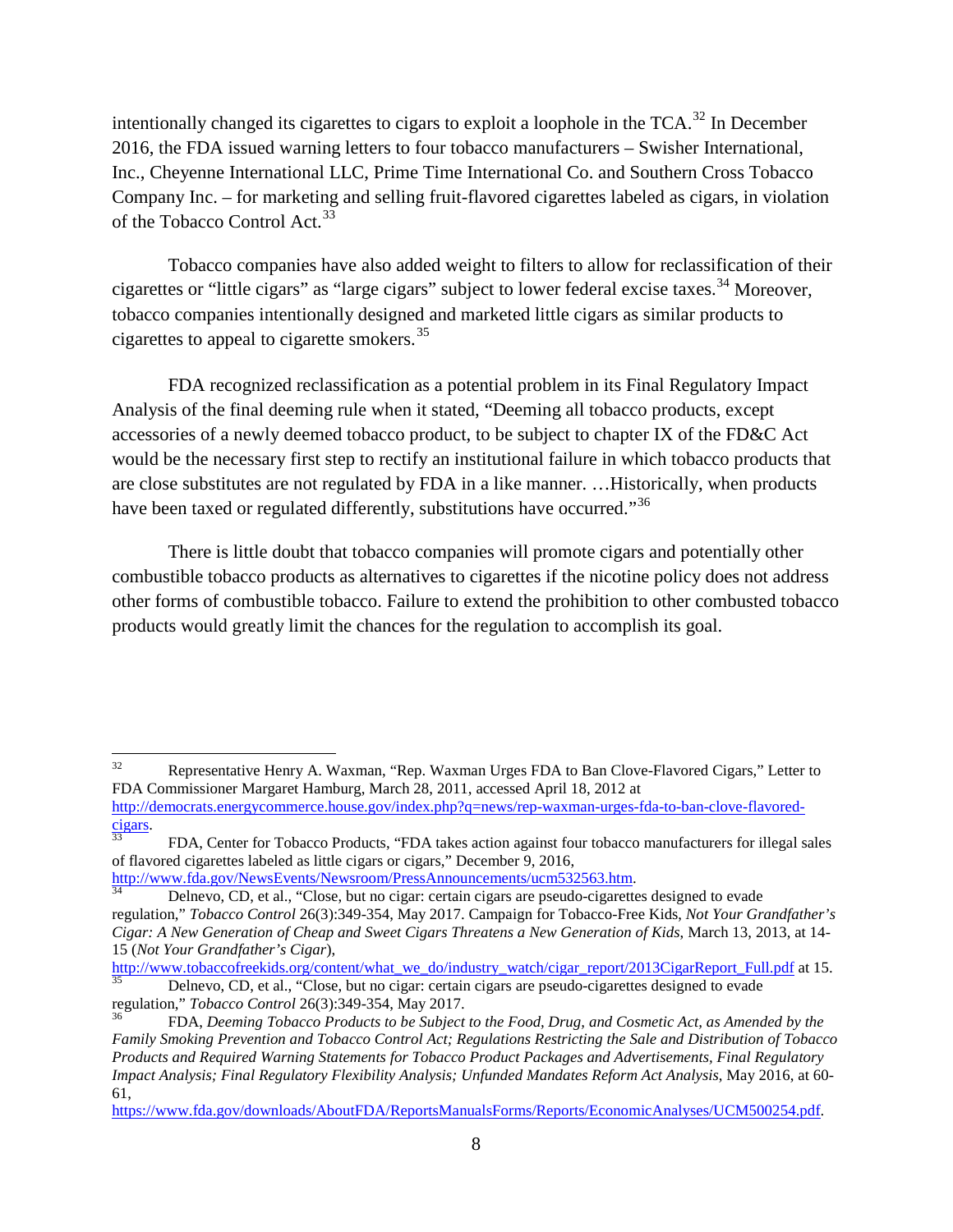intentionally changed its cigarettes to cigars to exploit a loophole in the TCA.[32] In December 2016, the FDA issued warning letters to four tobacco manufacturers – Swisher International, Inc., Cheyenne International LLC, Prime Time International Co. and Southern Cross Tobacco Company Inc. – for marketing and selling fruit-flavored cigarettes labeled as cigars, in violation of the Tobacco Control Act.[33]

Tobacco companies have also added weight to filters to allow for reclassification of their cigarettes or "little cigars" as "large cigars" subject to lower federal excise taxes.[34] Moreover, tobacco companies intentionally designed and marketed little cigars as similar products to cigarettes to appeal to cigarette smokers.[35]

FDA recognized reclassification as a potential problem in its Final Regulatory Impact Analysis of the final deeming rule when it stated, "Deeming all tobacco products, except accessories of a newly deemed tobacco product, to be subject to chapter IX of the FD&C Act would be the necessary first step to rectify an institutional failure in which tobacco products that are close substitutes are not regulated by FDA in a like manner. …Historically, when products have been taxed or regulated differently, substitutions have occurred."[36]

There is little doubt that tobacco companies will promote cigars and potentially other combustible tobacco products as alternatives to cigarettes if the nicotine policy does not address other forms of combustible tobacco. Failure to extend the prohibition to other combusted tobacco products would greatly limit the chances for the regulation to accomplish its goal.

---

[32] Representative Henry A. Waxman, "Rep. Waxman Urges FDA to Ban Clove-Flavored Cigars," Letter to FDA Commissioner Margaret Hamburg, March 28, 2011, accessed April 18, 2012 at http://democrats.energycommerce.house.gov/index.php?q=news/rep-waxman-urges-fda-to-ban-clove-flavored-cigars.

[33] FDA, Center for Tobacco Products, "FDA takes action against four tobacco manufacturers for illegal sales of flavored cigarettes labeled as little cigars or cigars," December 9, 2016, http://www.fda.gov/NewsEvents/Newsroom/PressAnnouncements/ucm532563.htm.

[34] Delnevo, CD, et al., "Close, but no cigar: certain cigars are pseudo-cigarettes designed to evade regulation," *Tobacco Control* 26(3):349-354, May 2017. Campaign for Tobacco-Free Kids, *Not Your Grandfather's Cigar: A New Generation of Cheap and Sweet Cigars Threatens a New Generation of Kids*, March 13, 2013, at 14-15 (*Not Your Grandfather's Cigar*), http://www.tobaccofreekids.org/content/what_we_do/industry_watch/cigar_report/2013CigarReport_Full.pdf at 15.

[35] Delnevo, CD, et al., "Close, but no cigar: certain cigars are pseudo-cigarettes designed to evade regulation," *Tobacco Control* 26(3):349-354, May 2017.

[36] FDA, *Deeming Tobacco Products to be Subject to the Food, Drug, and Cosmetic Act, as Amended by the Family Smoking Prevention and Tobacco Control Act; Regulations Restricting the Sale and Distribution of Tobacco Products and Required Warning Statements for Tobacco Product Packages and Advertisements, Final Regulatory Impact Analysis; Final Regulatory Flexibility Analysis; Unfunded Mandates Reform Act Analysis*, May 2016, at 60-61, https://www.fda.gov/downloads/AboutFDA/ReportsManualsForms/Reports/EconomicAnalyses/UCM500254.pdf.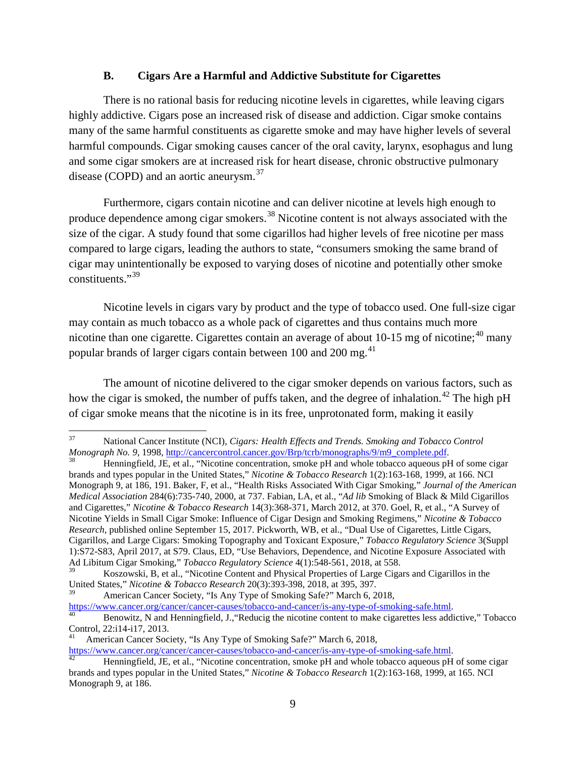### B. Cigars Are a Harmful and Addictive Substitute for Cigarettes

There is no rational basis for reducing nicotine levels in cigarettes, while leaving cigars highly addictive. Cigars pose an increased risk of disease and addiction. Cigar smoke contains many of the same harmful constituents as cigarette smoke and may have higher levels of several harmful compounds. Cigar smoking causes cancer of the oral cavity, larynx, esophagus and lung and some cigar smokers are at increased risk for heart disease, chronic obstructive pulmonary disease (COPD) and an aortic aneurysm.[37]

Furthermore, cigars contain nicotine and can deliver nicotine at levels high enough to produce dependence among cigar smokers.[38] Nicotine content is not always associated with the size of the cigar. A study found that some cigarillos had higher levels of free nicotine per mass compared to large cigars, leading the authors to state, "consumers smoking the same brand of cigar may unintentionally be exposed to varying doses of nicotine and potentially other smoke constituents."[39]

Nicotine levels in cigars vary by product and the type of tobacco used. One full-size cigar may contain as much tobacco as a whole pack of cigarettes and thus contains much more nicotine than one cigarette. Cigarettes contain an average of about 10-15 mg of nicotine;[40] many popular brands of larger cigars contain between 100 and 200 mg.[41]

The amount of nicotine delivered to the cigar smoker depends on various factors, such as how the cigar is smoked, the number of puffs taken, and the degree of inhalation.[42] The high pH of cigar smoke means that the nicotine is in its free, unprotonated form, making it easily

---

[37] National Cancer Institute (NCI), *Cigars: Health Effects and Trends. Smoking and Tobacco Control Monograph No. 9*, 1998, http://cancercontrol.cancer.gov/Brp/tcrb/monographs/9/m9_complete.pdf.

[38] Henningfield, JE, et al., "Nicotine concentration, smoke pH and whole tobacco aqueous pH of some cigar brands and types popular in the United States," *Nicotine & Tobacco Research* 1(2):163-168, 1999, at 166. NCI Monograph 9, at 186, 191. Baker, F, et al., "Health Risks Associated With Cigar Smoking," *Journal of the American Medical Association* 284(6):735-740, 2000, at 737. Fabian, LA, et al., "*Ad lib* Smoking of Black & Mild Cigarillos and Cigarettes," *Nicotine & Tobacco Research* 14(3):368-371, March 2012, at 370. Goel, R, et al., "A Survey of Nicotine Yields in Small Cigar Smoke: Influence of Cigar Design and Smoking Regimens," *Nicotine & Tobacco Research*, published online September 15, 2017. Pickworth, WB, et al., "Dual Use of Cigarettes, Little Cigars, Cigarillos, and Large Cigars: Smoking Topography and Toxicant Exposure," *Tobacco Regulatory Science* 3(Suppl 1):S72-S83, April 2017, at S79. Claus, ED, "Use Behaviors, Dependence, and Nicotine Exposure Associated with Ad Libitum Cigar Smoking," *Tobacco Regulatory Science* 4(1):548-561, 2018, at 558.

[39] Koszowski, B, et al., "Nicotine Content and Physical Properties of Large Cigars and Cigarillos in the United States," *Nicotine & Tobacco Research* 20(3):393-398, 2018, at 395, 397.

[39] American Cancer Society, "Is Any Type of Smoking Safe?" March 6, 2018, https://www.cancer.org/cancer/cancer-causes/tobacco-and-cancer/is-any-type-of-smoking-safe.html.

[40] Benowitz, N and Henningfield, J.,"Reducig the nicotine content to make cigarettes less addictive," Tobacco Control, 22:i14-i17, 2013.

[41] American Cancer Society, "Is Any Type of Smoking Safe?" March 6, 2018, https://www.cancer.org/cancer/cancer-causes/tobacco-and-cancer/is-any-type-of-smoking-safe.html.

[42] Henningfield, JE, et al., "Nicotine concentration, smoke pH and whole tobacco aqueous pH of some cigar brands and types popular in the United States," *Nicotine & Tobacco Research* 1(2):163-168, 1999, at 165. NCI Monograph 9, at 186.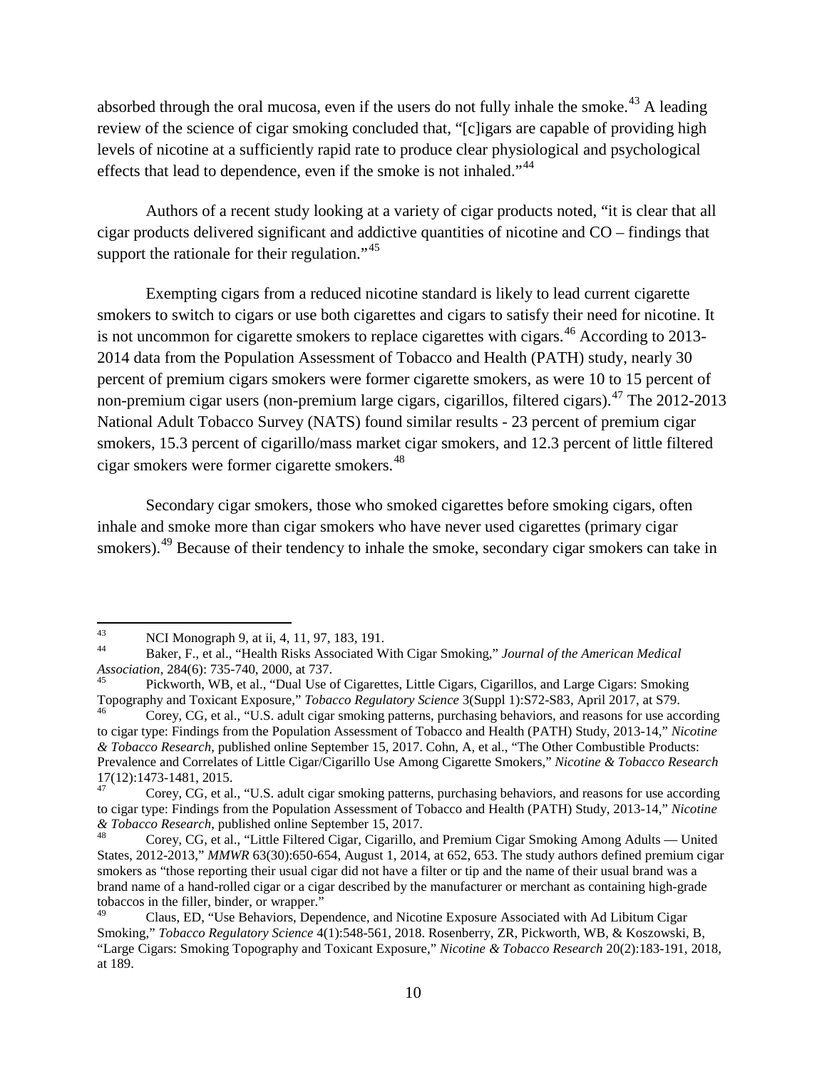absorbed through the oral mucosa, even if the users do not fully inhale the smoke.[43] A leading review of the science of cigar smoking concluded that, "[c]igars are capable of providing high levels of nicotine at a sufficiently rapid rate to produce clear physiological and psychological effects that lead to dependence, even if the smoke is not inhaled."[44]

Authors of a recent study looking at a variety of cigar products noted, "it is clear that all cigar products delivered significant and addictive quantities of nicotine and CO – findings that support the rationale for their regulation."[45]

Exempting cigars from a reduced nicotine standard is likely to lead current cigarette smokers to switch to cigars or use both cigarettes and cigars to satisfy their need for nicotine. It is not uncommon for cigarette smokers to replace cigarettes with cigars.[46] According to 2013-2014 data from the Population Assessment of Tobacco and Health (PATH) study, nearly 30 percent of premium cigars smokers were former cigarette smokers, as were 10 to 15 percent of non-premium cigar users (non-premium large cigars, cigarillos, filtered cigars).[47] The 2012-2013 National Adult Tobacco Survey (NATS) found similar results - 23 percent of premium cigar smokers, 15.3 percent of cigarillo/mass market cigar smokers, and 12.3 percent of little filtered cigar smokers were former cigarette smokers.[48]

Secondary cigar smokers, those who smoked cigarettes before smoking cigars, often inhale and smoke more than cigar smokers who have never used cigarettes (primary cigar smokers).[49] Because of their tendency to inhale the smoke, secondary cigar smokers can take in

---

[43] NCI Monograph 9, at ii, 4, 11, 97, 183, 191.

[44] Baker, F., et al., "Health Risks Associated With Cigar Smoking," *Journal of the American Medical Association*, 284(6): 735-740, 2000, at 737.

[45] Pickworth, WB, et al., "Dual Use of Cigarettes, Little Cigars, Cigarillos, and Large Cigars: Smoking Topography and Toxicant Exposure," *Tobacco Regulatory Science* 3(Suppl 1):S72-S83, April 2017, at S79.

[46] Corey, CG, et al., "U.S. adult cigar smoking patterns, purchasing behaviors, and reasons for use according to cigar type: Findings from the Population Assessment of Tobacco and Health (PATH) Study, 2013-14," *Nicotine & Tobacco Research*, published online September 15, 2017. Cohn, A, et al., "The Other Combustible Products: Prevalence and Correlates of Little Cigar/Cigarillo Use Among Cigarette Smokers," *Nicotine & Tobacco Research* 17(12):1473-1481, 2015.

[47] Corey, CG, et al., "U.S. adult cigar smoking patterns, purchasing behaviors, and reasons for use according to cigar type: Findings from the Population Assessment of Tobacco and Health (PATH) Study, 2013-14," *Nicotine & Tobacco Research*, published online September 15, 2017.

[48] Corey, CG, et al., "Little Filtered Cigar, Cigarillo, and Premium Cigar Smoking Among Adults — United States, 2012-2013," *MMWR* 63(30):650-654, August 1, 2014, at 652, 653. The study authors defined premium cigar smokers as "those reporting their usual cigar did not have a filter or tip and the name of their usual brand was a brand name of a hand-rolled cigar or a cigar described by the manufacturer or merchant as containing high-grade tobaccos in the filler, binder, or wrapper."

[49] Claus, ED, "Use Behaviors, Dependence, and Nicotine Exposure Associated with Ad Libitum Cigar Smoking," *Tobacco Regulatory Science* 4(1):548-561, 2018. Rosenberry, ZR, Pickworth, WB, & Koszowski, B, "Large Cigars: Smoking Topography and Toxicant Exposure," *Nicotine & Tobacco Research* 20(2):183-191, 2018, at 189.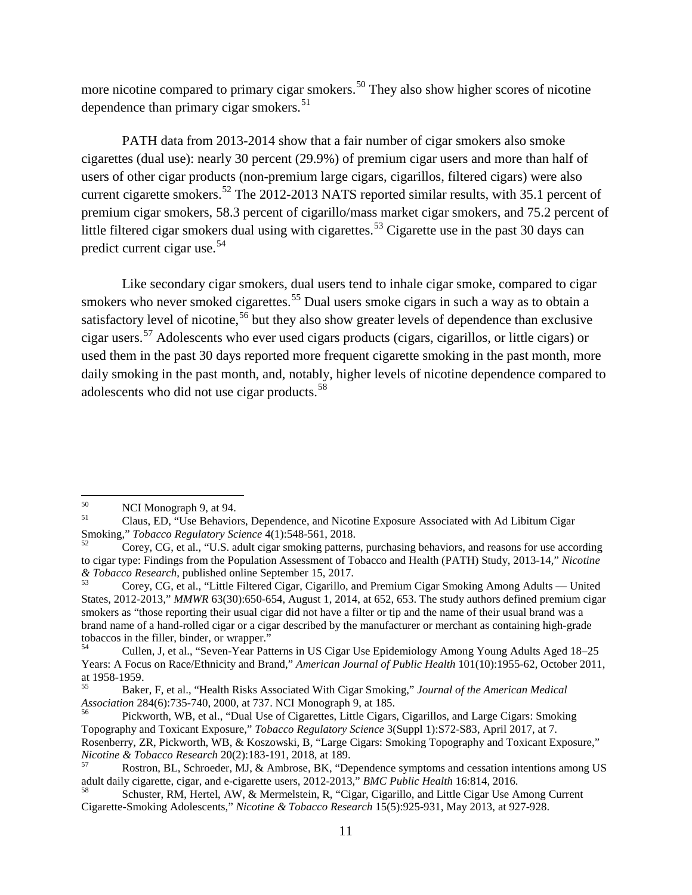more nicotine compared to primary cigar smokers.[50] They also show higher scores of nicotine dependence than primary cigar smokers.[51]

PATH data from 2013-2014 show that a fair number of cigar smokers also smoke cigarettes (dual use): nearly 30 percent (29.9%) of premium cigar users and more than half of users of other cigar products (non-premium large cigars, cigarillos, filtered cigars) were also current cigarette smokers.[52] The 2012-2013 NATS reported similar results, with 35.1 percent of premium cigar smokers, 58.3 percent of cigarillo/mass market cigar smokers, and 75.2 percent of little filtered cigar smokers dual using with cigarettes.[53] Cigarette use in the past 30 days can predict current cigar use.[54]

Like secondary cigar smokers, dual users tend to inhale cigar smoke, compared to cigar smokers who never smoked cigarettes.[55] Dual users smoke cigars in such a way as to obtain a satisfactory level of nicotine,[56] but they also show greater levels of dependence than exclusive cigar users.[57] Adolescents who ever used cigars products (cigars, cigarillos, or little cigars) or used them in the past 30 days reported more frequent cigarette smoking in the past month, more daily smoking in the past month, and, notably, higher levels of nicotine dependence compared to adolescents who did not use cigar products.[58]

---

[50] NCI Monograph 9, at 94.

[51] Claus, ED, "Use Behaviors, Dependence, and Nicotine Exposure Associated with Ad Libitum Cigar Smoking," *Tobacco Regulatory Science* 4(1):548-561, 2018.

[52] Corey, CG, et al., "U.S. adult cigar smoking patterns, purchasing behaviors, and reasons for use according to cigar type: Findings from the Population Assessment of Tobacco and Health (PATH) Study, 2013-14," *Nicotine & Tobacco Research*, published online September 15, 2017.

[53] Corey, CG, et al., "Little Filtered Cigar, Cigarillo, and Premium Cigar Smoking Among Adults — United States, 2012-2013," *MMWR* 63(30):650-654, August 1, 2014, at 652, 653. The study authors defined premium cigar smokers as "those reporting their usual cigar did not have a filter or tip and the name of their usual brand was a brand name of a hand-rolled cigar or a cigar described by the manufacturer or merchant as containing high-grade tobaccos in the filler, binder, or wrapper."

[54] Cullen, J, et al., "Seven-Year Patterns in US Cigar Use Epidemiology Among Young Adults Aged 18–25 Years: A Focus on Race/Ethnicity and Brand," *American Journal of Public Health* 101(10):1955-62, October 2011, at 1958-1959.

[55] Baker, F, et al., "Health Risks Associated With Cigar Smoking," *Journal of the American Medical Association* 284(6):735-740, 2000, at 737. NCI Monograph 9, at 185.

[56] Pickworth, WB, et al., "Dual Use of Cigarettes, Little Cigars, Cigarillos, and Large Cigars: Smoking Topography and Toxicant Exposure," *Tobacco Regulatory Science* 3(Suppl 1):S72-S83, April 2017, at 7. Rosenberry, ZR, Pickworth, WB, & Koszowski, B, "Large Cigars: Smoking Topography and Toxicant Exposure," *Nicotine & Tobacco Research* 20(2):183-191, 2018, at 189.

[57] Rostron, BL, Schroeder, MJ, & Ambrose, BK, "Dependence symptoms and cessation intentions among US adult daily cigarette, cigar, and e-cigarette users, 2012-2013," *BMC Public Health* 16:814, 2016.

[58] Schuster, RM, Hertel, AW, & Mermelstein, R, "Cigar, Cigarillo, and Little Cigar Use Among Current Cigarette-Smoking Adolescents," *Nicotine & Tobacco Research* 15(5):925-931, May 2013, at 927-928.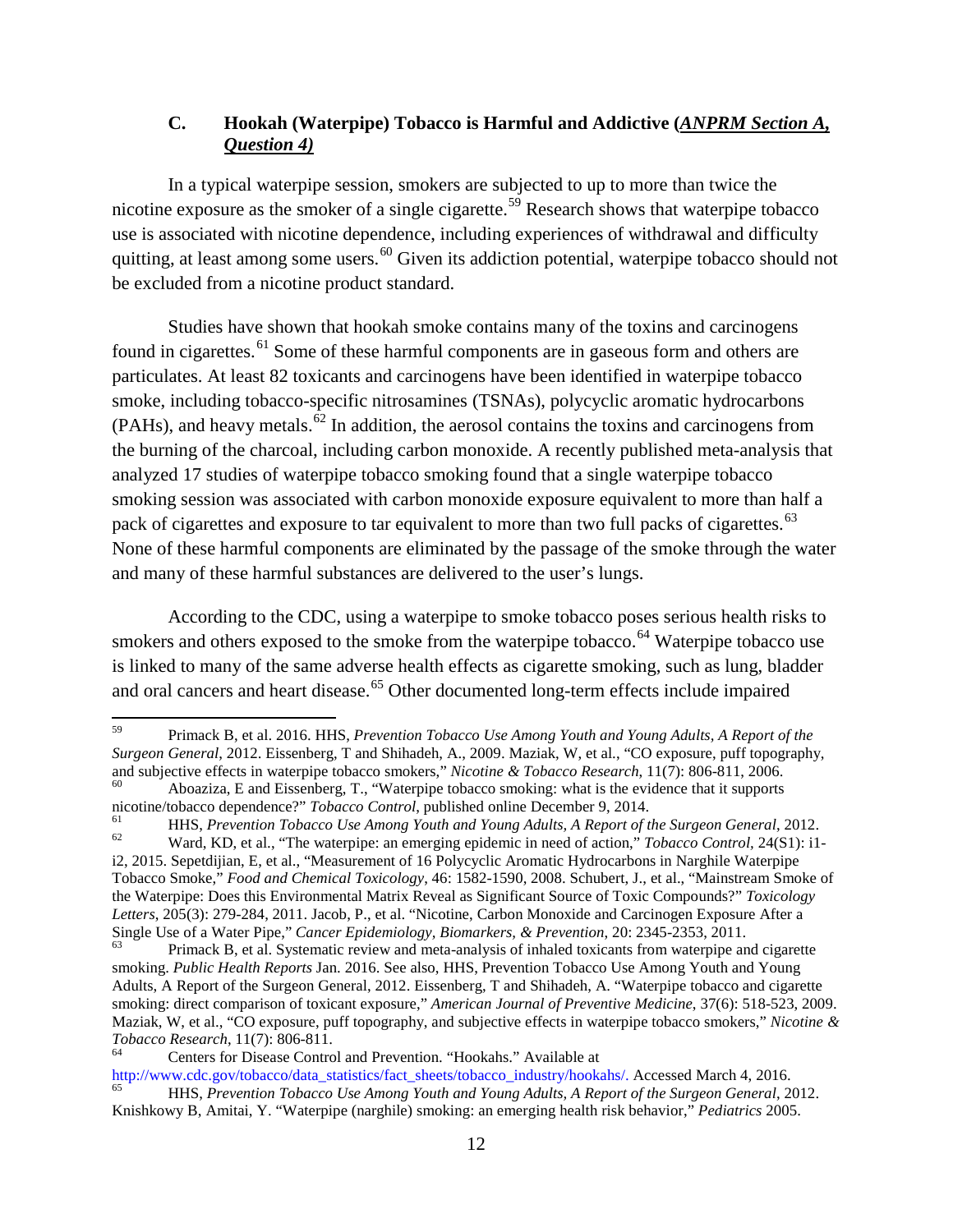### C. Hookah (Waterpipe) Tobacco is Harmful and Addictive (*ANPRM Section A, Question 4)*

In a typical waterpipe session, smokers are subjected to up to more than twice the nicotine exposure as the smoker of a single cigarette.[59] Research shows that waterpipe tobacco use is associated with nicotine dependence, including experiences of withdrawal and difficulty quitting, at least among some users.[60] Given its addiction potential, waterpipe tobacco should not be excluded from a nicotine product standard.

Studies have shown that hookah smoke contains many of the toxins and carcinogens found in cigarettes.[61] Some of these harmful components are in gaseous form and others are particulates. At least 82 toxicants and carcinogens have been identified in waterpipe tobacco smoke, including tobacco-specific nitrosamines (TSNAs), polycyclic aromatic hydrocarbons (PAHs), and heavy metals.[62] In addition, the aerosol contains the toxins and carcinogens from the burning of the charcoal, including carbon monoxide. A recently published meta-analysis that analyzed 17 studies of waterpipe tobacco smoking found that a single waterpipe tobacco smoking session was associated with carbon monoxide exposure equivalent to more than half a pack of cigarettes and exposure to tar equivalent to more than two full packs of cigarettes.[63] None of these harmful components are eliminated by the passage of the smoke through the water and many of these harmful substances are delivered to the user's lungs.

According to the CDC, using a waterpipe to smoke tobacco poses serious health risks to smokers and others exposed to the smoke from the waterpipe tobacco.[64] Waterpipe tobacco use is linked to many of the same adverse health effects as cigarette smoking, such as lung, bladder and oral cancers and heart disease.[65] Other documented long-term effects include impaired

---

[59] Primack B, et al. 2016. HHS, *Prevention Tobacco Use Among Youth and Young Adults, A Report of the Surgeon General*, 2012. Eissenberg, T and Shihadeh, A., 2009. Maziak, W, et al., "CO exposure, puff topography, and subjective effects in waterpipe tobacco smokers," *Nicotine & Tobacco Research*, 11(7): 806-811, 2006.

[60] Aboaziza, E and Eissenberg, T., "Waterpipe tobacco smoking: what is the evidence that it supports nicotine/tobacco dependence?" *Tobacco Control*, published online December 9, 2014.

[61] HHS, *Prevention Tobacco Use Among Youth and Young Adults, A Report of the Surgeon General*, 2012.

[62] Ward, KD, et al., "The waterpipe: an emerging epidemic in need of action," *Tobacco Control*, 24(S1): i1-i2, 2015. Sepetdijian, E, et al., "Measurement of 16 Polycyclic Aromatic Hydrocarbons in Narghile Waterpipe Tobacco Smoke," *Food and Chemical Toxicology*, 46: 1582-1590, 2008. Schubert, J., et al., "Mainstream Smoke of the Waterpipe: Does this Environmental Matrix Reveal as Significant Source of Toxic Compounds?" *Toxicology Letters*, 205(3): 279-284, 2011. Jacob, P., et al. "Nicotine, Carbon Monoxide and Carcinogen Exposure After a Single Use of a Water Pipe," *Cancer Epidemiology, Biomarkers, & Prevention*, 20: 2345-2353, 2011.

[63] Primack B, et al. Systematic review and meta-analysis of inhaled toxicants from waterpipe and cigarette smoking. *Public Health Reports* Jan. 2016. See also, HHS, Prevention Tobacco Use Among Youth and Young Adults, A Report of the Surgeon General, 2012. Eissenberg, T and Shihadeh, A. "Waterpipe tobacco and cigarette smoking: direct comparison of toxicant exposure," *American Journal of Preventive Medicine*, 37(6): 518-523, 2009. Maziak, W, et al., "CO exposure, puff topography, and subjective effects in waterpipe tobacco smokers," *Nicotine & Tobacco Research*, 11(7): 806-811.

[64] Centers for Disease Control and Prevention. "Hookahs." Available at http://www.cdc.gov/tobacco/data_statistics/fact_sheets/tobacco_industry/hookahs/. Accessed March 4, 2016.

[65] HHS, *Prevention Tobacco Use Among Youth and Young Adults, A Report of the Surgeon General*, 2012. Knishkowy B, Amitai, Y. "Waterpipe (narghile) smoking: an emerging health risk behavior," *Pediatrics* 2005.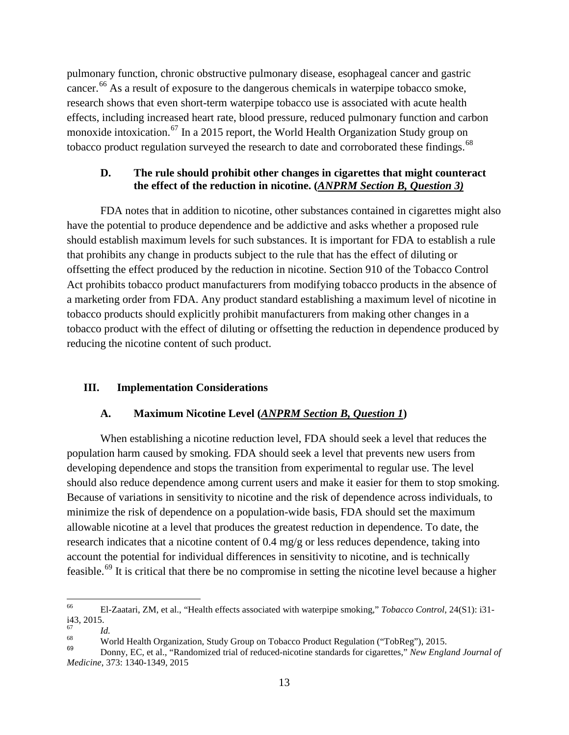pulmonary function, chronic obstructive pulmonary disease, esophageal cancer and gastric cancer.[66] As a result of exposure to the dangerous chemicals in waterpipe tobacco smoke, research shows that even short-term waterpipe tobacco use is associated with acute health effects, including increased heart rate, blood pressure, reduced pulmonary function and carbon monoxide intoxication.[67] In a 2015 report, the World Health Organization Study group on tobacco product regulation surveyed the research to date and corroborated these findings.[68]

### D. The rule should prohibit other changes in cigarettes that might counteract the effect of the reduction in nicotine. (*ANPRM Section B, Question 3)*

FDA notes that in addition to nicotine, other substances contained in cigarettes might also have the potential to produce dependence and be addictive and asks whether a proposed rule should establish maximum levels for such substances. It is important for FDA to establish a rule that prohibits any change in products subject to the rule that has the effect of diluting or offsetting the effect produced by the reduction in nicotine. Section 910 of the Tobacco Control Act prohibits tobacco product manufacturers from modifying tobacco products in the absence of a marketing order from FDA. Any product standard establishing a maximum level of nicotine in tobacco products should explicitly prohibit manufacturers from making other changes in a tobacco product with the effect of diluting or offsetting the reduction in dependence produced by reducing the nicotine content of such product.

## III. Implementation Considerations

### A. Maximum Nicotine Level (*ANPRM Section B, Question 1*)

When establishing a nicotine reduction level, FDA should seek a level that reduces the population harm caused by smoking. FDA should seek a level that prevents new users from developing dependence and stops the transition from experimental to regular use. The level should also reduce dependence among current users and make it easier for them to stop smoking. Because of variations in sensitivity to nicotine and the risk of dependence across individuals, to minimize the risk of dependence on a population-wide basis, FDA should set the maximum allowable nicotine at a level that produces the greatest reduction in dependence. To date, the research indicates that a nicotine content of 0.4 mg/g or less reduces dependence, taking into account the potential for individual differences in sensitivity to nicotine, and is technically feasible.[69] It is critical that there be no compromise in setting the nicotine level because a higher

---

[66] El-Zaatari, ZM, et al., "Health effects associated with waterpipe smoking," *Tobacco Control*, 24(S1): i31-i43, 2015.

[67] *Id.*

[68] World Health Organization, Study Group on Tobacco Product Regulation ("TobReg"), 2015.

[69] Donny, EC, et al., "Randomized trial of reduced-nicotine standards for cigarettes," *New England Journal of Medicine*, 373: 1340-1349, 2015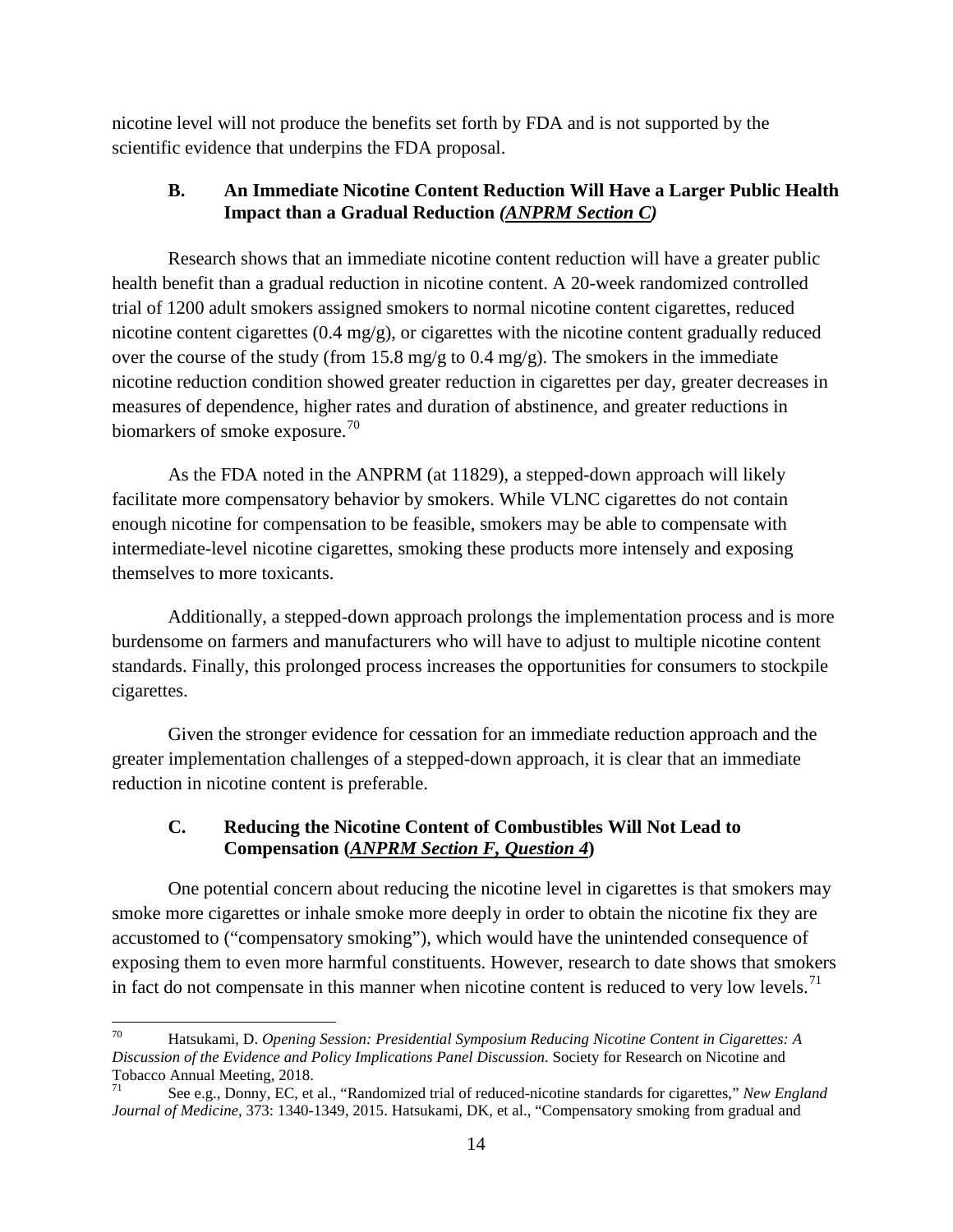nicotine level will not produce the benefits set forth by FDA and is not supported by the scientific evidence that underpins the FDA proposal.

### B. An Immediate Nicotine Content Reduction Will Have a Larger Public Health Impact than a Gradual Reduction *(ANPRM Section C)*

Research shows that an immediate nicotine content reduction will have a greater public health benefit than a gradual reduction in nicotine content. A 20-week randomized controlled trial of 1200 adult smokers assigned smokers to normal nicotine content cigarettes, reduced nicotine content cigarettes (0.4 mg/g), or cigarettes with the nicotine content gradually reduced over the course of the study (from 15.8 mg/g to 0.4 mg/g). The smokers in the immediate nicotine reduction condition showed greater reduction in cigarettes per day, greater decreases in measures of dependence, higher rates and duration of abstinence, and greater reductions in biomarkers of smoke exposure.[70]

As the FDA noted in the ANPRM (at 11829), a stepped-down approach will likely facilitate more compensatory behavior by smokers. While VLNC cigarettes do not contain enough nicotine for compensation to be feasible, smokers may be able to compensate with intermediate-level nicotine cigarettes, smoking these products more intensely and exposing themselves to more toxicants.

Additionally, a stepped-down approach prolongs the implementation process and is more burdensome on farmers and manufacturers who will have to adjust to multiple nicotine content standards. Finally, this prolonged process increases the opportunities for consumers to stockpile cigarettes.

Given the stronger evidence for cessation for an immediate reduction approach and the greater implementation challenges of a stepped-down approach, it is clear that an immediate reduction in nicotine content is preferable.

### C. Reducing the Nicotine Content of Combustibles Will Not Lead to Compensation (*ANPRM Section F, Question 4*)

One potential concern about reducing the nicotine level in cigarettes is that smokers may smoke more cigarettes or inhale smoke more deeply in order to obtain the nicotine fix they are accustomed to ("compensatory smoking"), which would have the unintended consequence of exposing them to even more harmful constituents. However, research to date shows that smokers in fact do not compensate in this manner when nicotine content is reduced to very low levels.[71]

---

[70] Hatsukami, D. *Opening Session: Presidential Symposium Reducing Nicotine Content in Cigarettes: A Discussion of the Evidence and Policy Implications Panel Discussion*. Society for Research on Nicotine and Tobacco Annual Meeting, 2018.

[71] See e.g., Donny, EC, et al., "Randomized trial of reduced-nicotine standards for cigarettes," *New England Journal of Medicine*, 373: 1340-1349, 2015. Hatsukami, DK, et al., "Compensatory smoking from gradual and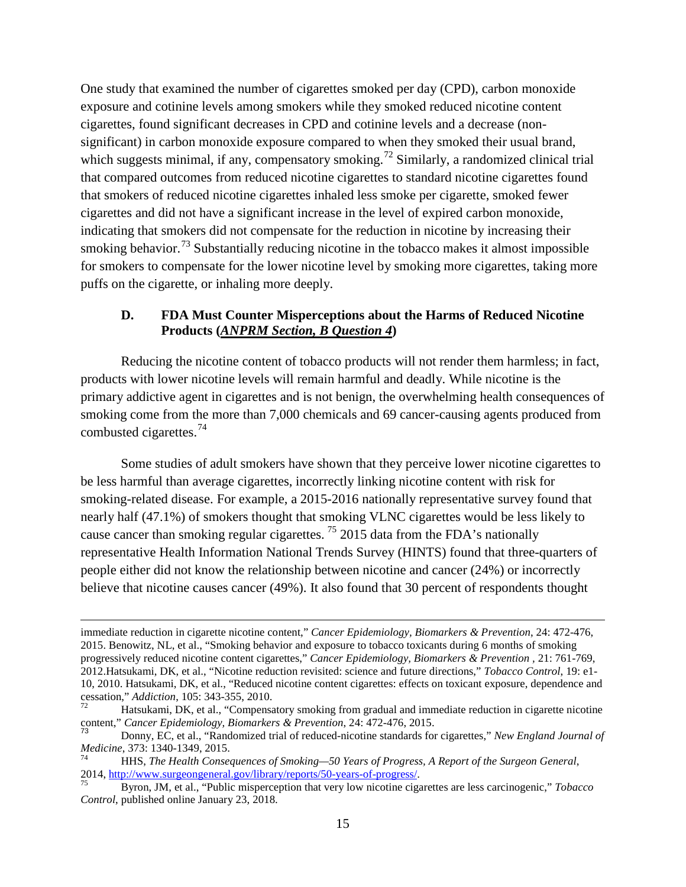One study that examined the number of cigarettes smoked per day (CPD), carbon monoxide exposure and cotinine levels among smokers while they smoked reduced nicotine content cigarettes, found significant decreases in CPD and cotinine levels and a decrease (non-significant) in carbon monoxide exposure compared to when they smoked their usual brand, which suggests minimal, if any, compensatory smoking.[72] Similarly, a randomized clinical trial that compared outcomes from reduced nicotine cigarettes to standard nicotine cigarettes found that smokers of reduced nicotine cigarettes inhaled less smoke per cigarette, smoked fewer cigarettes and did not have a significant increase in the level of expired carbon monoxide, indicating that smokers did not compensate for the reduction in nicotine by increasing their smoking behavior.[73] Substantially reducing nicotine in the tobacco makes it almost impossible for smokers to compensate for the lower nicotine level by smoking more cigarettes, taking more puffs on the cigarette, or inhaling more deeply.

### D. FDA Must Counter Misperceptions about the Harms of Reduced Nicotine Products (*ANPRM Section, B Question 4*)

Reducing the nicotine content of tobacco products will not render them harmless; in fact, products with lower nicotine levels will remain harmful and deadly. While nicotine is the primary addictive agent in cigarettes and is not benign, the overwhelming health consequences of smoking come from the more than 7,000 chemicals and 69 cancer-causing agents produced from combusted cigarettes.[74]

Some studies of adult smokers have shown that they perceive lower nicotine cigarettes to be less harmful than average cigarettes, incorrectly linking nicotine content with risk for smoking-related disease. For example, a 2015-2016 nationally representative survey found that nearly half (47.1%) of smokers thought that smoking VLNC cigarettes would be less likely to cause cancer than smoking regular cigarettes. [75] 2015 data from the FDA's nationally representative Health Information National Trends Survey (HINTS) found that three-quarters of people either did not know the relationship between nicotine and cancer (24%) or incorrectly believe that nicotine causes cancer (49%). It also found that 30 percent of respondents thought

---

immediate reduction in cigarette nicotine content," *Cancer Epidemiology, Biomarkers & Prevention*, 24: 472-476, 2015. Benowitz, NL, et al., "Smoking behavior and exposure to tobacco toxicants during 6 months of smoking progressively reduced nicotine content cigarettes," *Cancer Epidemiology, Biomarkers & Prevention* , 21: 761-769, 2012.Hatsukami, DK, et al., "Nicotine reduction revisited: science and future directions," *Tobacco Control*, 19: e1-10, 2010. Hatsukami, DK, et al., "Reduced nicotine content cigarettes: effects on toxicant exposure, dependence and cessation," *Addiction*, 105: 343-355, 2010.

[72] Hatsukami, DK, et al., "Compensatory smoking from gradual and immediate reduction in cigarette nicotine content," *Cancer Epidemiology, Biomarkers & Prevention*, 24: 472-476, 2015.

[73] Donny, EC, et al., "Randomized trial of reduced-nicotine standards for cigarettes," *New England Journal of Medicine*, 373: 1340-1349, 2015.

[74] HHS, *The Health Consequences of Smoking—50 Years of Progress, A Report of the Surgeon General*, 2014, http://www.surgeongeneral.gov/library/reports/50-years-of-progress/.

[75] Byron, JM, et al., "Public misperception that very low nicotine cigarettes are less carcinogenic," *Tobacco Control*, published online January 23, 2018.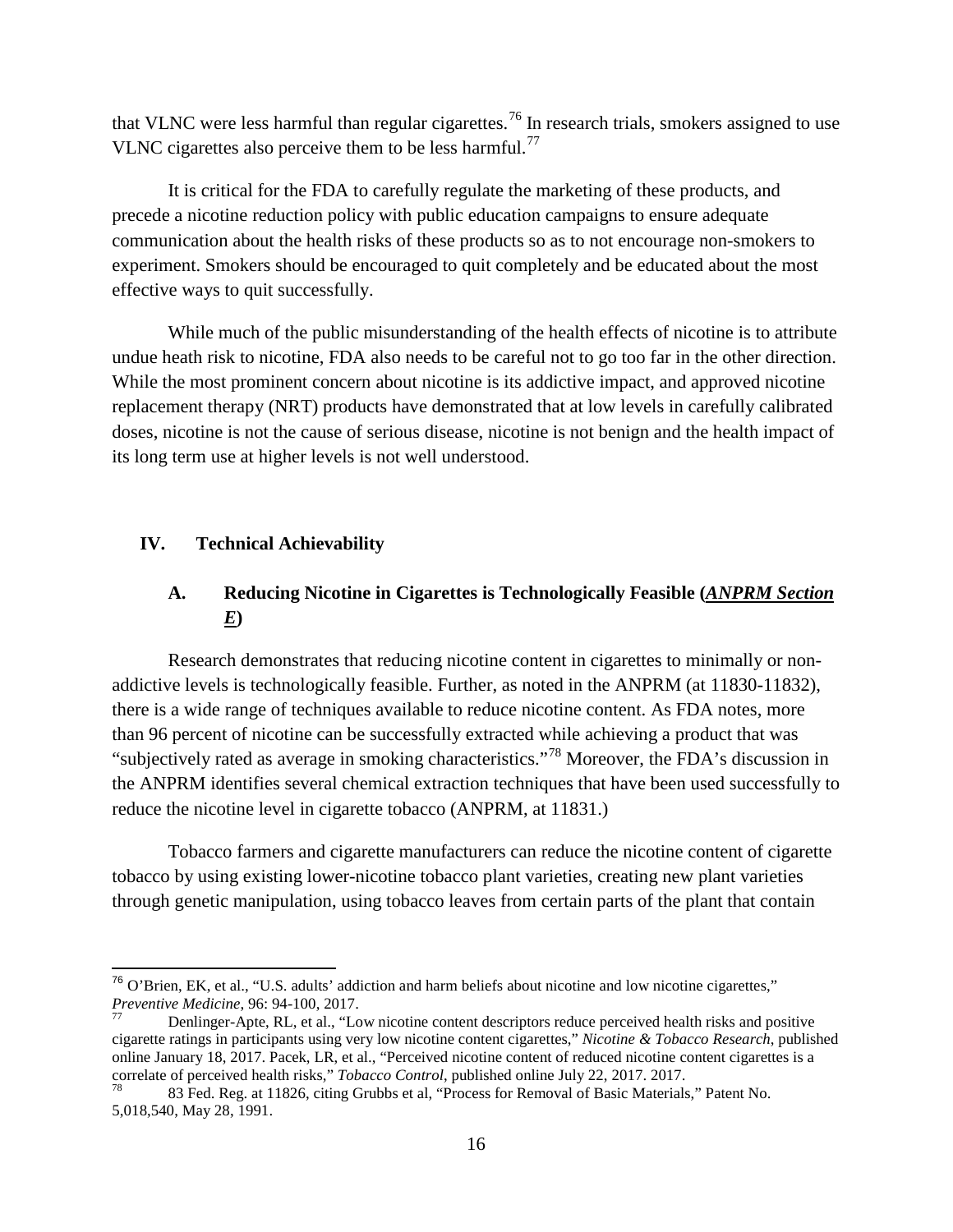that VLNC were less harmful than regular cigarettes.[76] In research trials, smokers assigned to use VLNC cigarettes also perceive them to be less harmful.[77]

It is critical for the FDA to carefully regulate the marketing of these products, and precede a nicotine reduction policy with public education campaigns to ensure adequate communication about the health risks of these products so as to not encourage non-smokers to experiment. Smokers should be encouraged to quit completely and be educated about the most effective ways to quit successfully.

While much of the public misunderstanding of the health effects of nicotine is to attribute undue heath risk to nicotine, FDA also needs to be careful not to go too far in the other direction. While the most prominent concern about nicotine is its addictive impact, and approved nicotine replacement therapy (NRT) products have demonstrated that at low levels in carefully calibrated doses, nicotine is not the cause of serious disease, nicotine is not benign and the health impact of its long term use at higher levels is not well understood.

## IV. Technical Achievability

### A. Reducing Nicotine in Cigarettes is Technologically Feasible (*ANPRM Section E*)

Research demonstrates that reducing nicotine content in cigarettes to minimally or non-addictive levels is technologically feasible. Further, as noted in the ANPRM (at 11830-11832), there is a wide range of techniques available to reduce nicotine content. As FDA notes, more than 96 percent of nicotine can be successfully extracted while achieving a product that was "subjectively rated as average in smoking characteristics."[78] Moreover, the FDA's discussion in the ANPRM identifies several chemical extraction techniques that have been used successfully to reduce the nicotine level in cigarette tobacco (ANPRM, at 11831.)

Tobacco farmers and cigarette manufacturers can reduce the nicotine content of cigarette tobacco by using existing lower-nicotine tobacco plant varieties, creating new plant varieties through genetic manipulation, using tobacco leaves from certain parts of the plant that contain

---

[76] O'Brien, EK, et al., "U.S. adults' addiction and harm beliefs about nicotine and low nicotine cigarettes," *Preventive Medicine*, 96: 94-100, 2017.

[77] Denlinger-Apte, RL, et al., "Low nicotine content descriptors reduce perceived health risks and positive cigarette ratings in participants using very low nicotine content cigarettes," *Nicotine & Tobacco Research*, published online January 18, 2017. Pacek, LR, et al., "Perceived nicotine content of reduced nicotine content cigarettes is a correlate of perceived health risks," *Tobacco Control*, published online July 22, 2017. 2017.

[78] 83 Fed. Reg. at 11826, citing Grubbs et al, "Process for Removal of Basic Materials," Patent No. 5,018,540, May 28, 1991.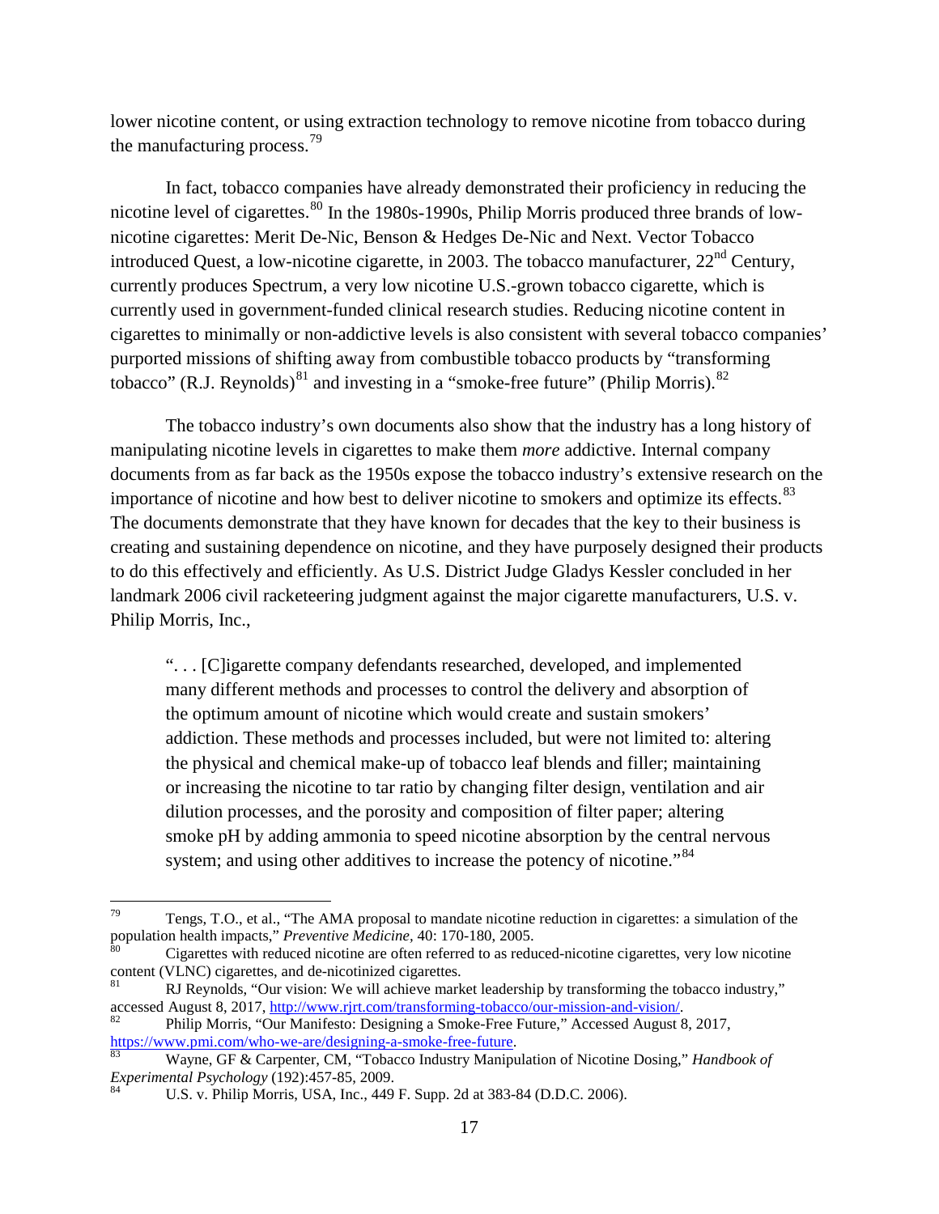lower nicotine content, or using extraction technology to remove nicotine from tobacco during the manufacturing process.[79]

In fact, tobacco companies have already demonstrated their proficiency in reducing the nicotine level of cigarettes.[80] In the 1980s-1990s, Philip Morris produced three brands of low-nicotine cigarettes: Merit De-Nic, Benson & Hedges De-Nic and Next. Vector Tobacco introduced Quest, a low-nicotine cigarette, in 2003. The tobacco manufacturer, 22nd Century, currently produces Spectrum, a very low nicotine U.S.-grown tobacco cigarette, which is currently used in government-funded clinical research studies. Reducing nicotine content in cigarettes to minimally or non-addictive levels is also consistent with several tobacco companies' purported missions of shifting away from combustible tobacco products by "transforming tobacco" (R.J. Reynolds)[81] and investing in a "smoke-free future" (Philip Morris).[82]

The tobacco industry's own documents also show that the industry has a long history of manipulating nicotine levels in cigarettes to make them *more* addictive. Internal company documents from as far back as the 1950s expose the tobacco industry's extensive research on the importance of nicotine and how best to deliver nicotine to smokers and optimize its effects.[83] The documents demonstrate that they have known for decades that the key to their business is creating and sustaining dependence on nicotine, and they have purposely designed their products to do this effectively and efficiently. As U.S. District Judge Gladys Kessler concluded in her landmark 2006 civil racketeering judgment against the major cigarette manufacturers, U.S. v. Philip Morris, Inc.,

> ". . . [C]igarette company defendants researched, developed, and implemented many different methods and processes to control the delivery and absorption of the optimum amount of nicotine which would create and sustain smokers' addiction. These methods and processes included, but were not limited to: altering the physical and chemical make-up of tobacco leaf blends and filler; maintaining or increasing the nicotine to tar ratio by changing filter design, ventilation and air dilution processes, and the porosity and composition of filter paper; altering smoke pH by adding ammonia to speed nicotine absorption by the central nervous system; and using other additives to increase the potency of nicotine."[84]

---

[79] Tengs, T.O., et al., "The AMA proposal to mandate nicotine reduction in cigarettes: a simulation of the population health impacts," *Preventive Medicine*, 40: 170-180, 2005.

[80] Cigarettes with reduced nicotine are often referred to as reduced-nicotine cigarettes, very low nicotine content (VLNC) cigarettes, and de-nicotinized cigarettes.

[81] RJ Reynolds, "Our vision: We will achieve market leadership by transforming the tobacco industry," accessed August 8, 2017, http://www.rjrt.com/transforming-tobacco/our-mission-and-vision/.

[82] Philip Morris, "Our Manifesto: Designing a Smoke-Free Future," Accessed August 8, 2017, https://www.pmi.com/who-we-are/designing-a-smoke-free-future.

[83] Wayne, GF & Carpenter, CM, "Tobacco Industry Manipulation of Nicotine Dosing," *Handbook of Experimental Psychology* (192):457-85, 2009.

[84] U.S. v. Philip Morris, USA, Inc., 449 F. Supp. 2d at 383-84 (D.D.C. 2006).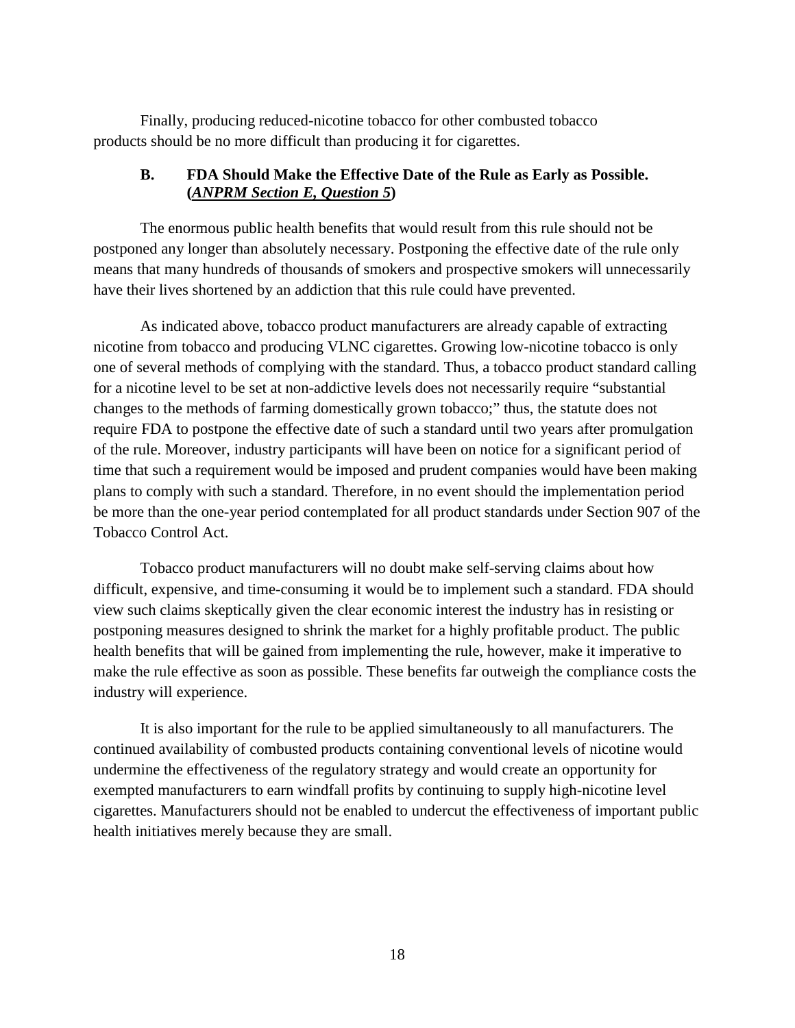Finally, producing reduced-nicotine tobacco for other combusted tobacco products should be no more difficult than producing it for cigarettes.

### B. FDA Should Make the Effective Date of the Rule as Early as Possible. (*ANPRM Section E, Question 5*)

The enormous public health benefits that would result from this rule should not be postponed any longer than absolutely necessary. Postponing the effective date of the rule only means that many hundreds of thousands of smokers and prospective smokers will unnecessarily have their lives shortened by an addiction that this rule could have prevented.

As indicated above, tobacco product manufacturers are already capable of extracting nicotine from tobacco and producing VLNC cigarettes. Growing low-nicotine tobacco is only one of several methods of complying with the standard. Thus, a tobacco product standard calling for a nicotine level to be set at non-addictive levels does not necessarily require "substantial changes to the methods of farming domestically grown tobacco;" thus, the statute does not require FDA to postpone the effective date of such a standard until two years after promulgation of the rule. Moreover, industry participants will have been on notice for a significant period of time that such a requirement would be imposed and prudent companies would have been making plans to comply with such a standard. Therefore, in no event should the implementation period be more than the one-year period contemplated for all product standards under Section 907 of the Tobacco Control Act.

Tobacco product manufacturers will no doubt make self-serving claims about how difficult, expensive, and time-consuming it would be to implement such a standard. FDA should view such claims skeptically given the clear economic interest the industry has in resisting or postponing measures designed to shrink the market for a highly profitable product. The public health benefits that will be gained from implementing the rule, however, make it imperative to make the rule effective as soon as possible. These benefits far outweigh the compliance costs the industry will experience.

It is also important for the rule to be applied simultaneously to all manufacturers. The continued availability of combusted products containing conventional levels of nicotine would undermine the effectiveness of the regulatory strategy and would create an opportunity for exempted manufacturers to earn windfall profits by continuing to supply high-nicotine level cigarettes. Manufacturers should not be enabled to undercut the effectiveness of important public health initiatives merely because they are small.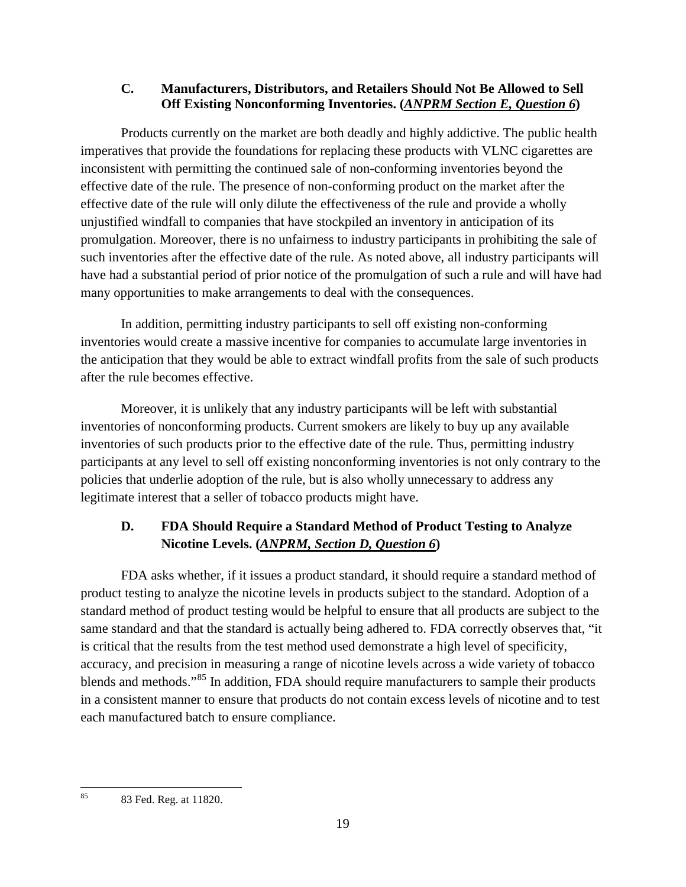### C. Manufacturers, Distributors, and Retailers Should Not Be Allowed to Sell Off Existing Nonconforming Inventories. (*ANPRM Section E, Question 6*)

Products currently on the market are both deadly and highly addictive. The public health imperatives that provide the foundations for replacing these products with VLNC cigarettes are inconsistent with permitting the continued sale of non-conforming inventories beyond the effective date of the rule. The presence of non-conforming product on the market after the effective date of the rule will only dilute the effectiveness of the rule and provide a wholly unjustified windfall to companies that have stockpiled an inventory in anticipation of its promulgation. Moreover, there is no unfairness to industry participants in prohibiting the sale of such inventories after the effective date of the rule. As noted above, all industry participants will have had a substantial period of prior notice of the promulgation of such a rule and will have had many opportunities to make arrangements to deal with the consequences.

In addition, permitting industry participants to sell off existing non-conforming inventories would create a massive incentive for companies to accumulate large inventories in the anticipation that they would be able to extract windfall profits from the sale of such products after the rule becomes effective.

Moreover, it is unlikely that any industry participants will be left with substantial inventories of nonconforming products. Current smokers are likely to buy up any available inventories of such products prior to the effective date of the rule. Thus, permitting industry participants at any level to sell off existing nonconforming inventories is not only contrary to the policies that underlie adoption of the rule, but is also wholly unnecessary to address any legitimate interest that a seller of tobacco products might have.

### D. FDA Should Require a Standard Method of Product Testing to Analyze Nicotine Levels. (*ANPRM, Section D, Question 6*)

FDA asks whether, if it issues a product standard, it should require a standard method of product testing to analyze the nicotine levels in products subject to the standard. Adoption of a standard method of product testing would be helpful to ensure that all products are subject to the same standard and that the standard is actually being adhered to. FDA correctly observes that, "it is critical that the results from the test method used demonstrate a high level of specificity, accuracy, and precision in measuring a range of nicotine levels across a wide variety of tobacco blends and methods."[85] In addition, FDA should require manufacturers to sample their products in a consistent manner to ensure that products do not contain excess levels of nicotine and to test each manufactured batch to ensure compliance.

---

[85] 83 Fed. Reg. at 11820.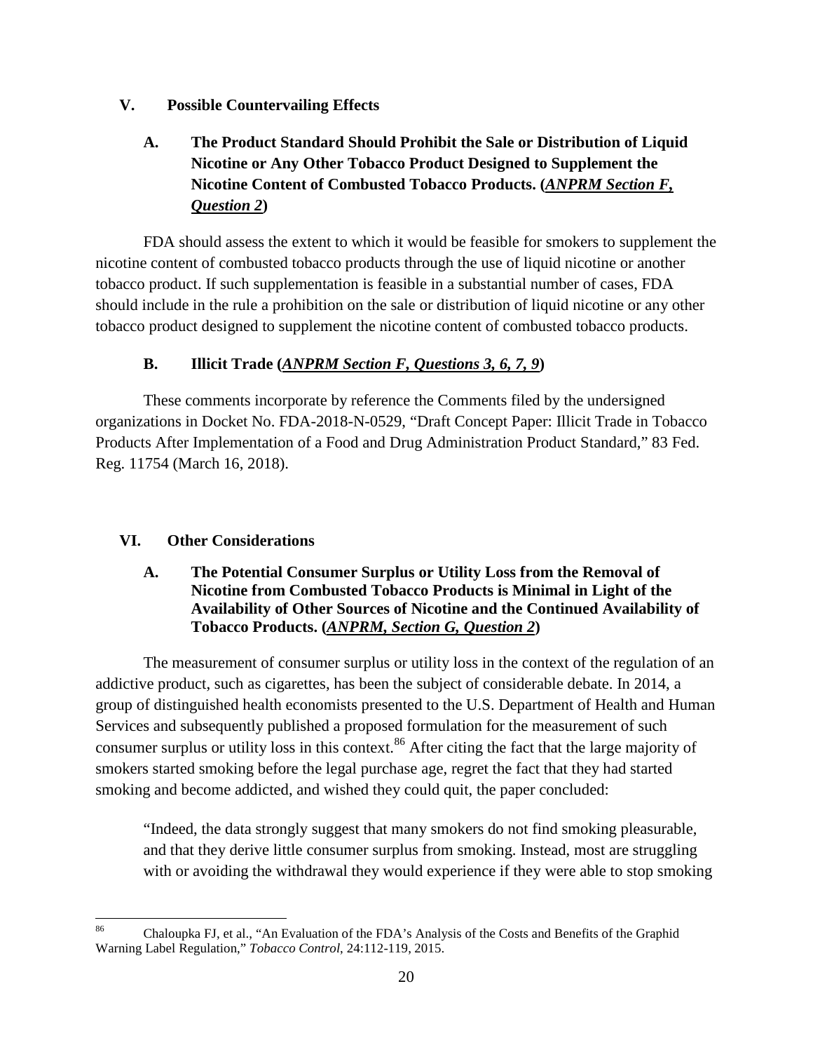## V. Possible Countervailing Effects

### A. The Product Standard Should Prohibit the Sale or Distribution of Liquid Nicotine or Any Other Tobacco Product Designed to Supplement the Nicotine Content of Combusted Tobacco Products. (*ANPRM Section F, Question 2*)

FDA should assess the extent to which it would be feasible for smokers to supplement the nicotine content of combusted tobacco products through the use of liquid nicotine or another tobacco product. If such supplementation is feasible in a substantial number of cases, FDA should include in the rule a prohibition on the sale or distribution of liquid nicotine or any other tobacco product designed to supplement the nicotine content of combusted tobacco products.

### B. Illicit Trade (*ANPRM Section F, Questions 3, 6, 7, 9*)

These comments incorporate by reference the Comments filed by the undersigned organizations in Docket No. FDA-2018-N-0529, "Draft Concept Paper: Illicit Trade in Tobacco Products After Implementation of a Food and Drug Administration Product Standard," 83 Fed. Reg. 11754 (March 16, 2018).

## VI. Other Considerations

### A. The Potential Consumer Surplus or Utility Loss from the Removal of Nicotine from Combusted Tobacco Products is Minimal in Light of the Availability of Other Sources of Nicotine and the Continued Availability of Tobacco Products. (*ANPRM, Section G, Question 2*)

The measurement of consumer surplus or utility loss in the context of the regulation of an addictive product, such as cigarettes, has been the subject of considerable debate. In 2014, a group of distinguished health economists presented to the U.S. Department of Health and Human Services and subsequently published a proposed formulation for the measurement of such consumer surplus or utility loss in this context.[86] After citing the fact that the large majority of smokers started smoking before the legal purchase age, regret the fact that they had started smoking and become addicted, and wished they could quit, the paper concluded:

> "Indeed, the data strongly suggest that many smokers do not find smoking pleasurable, and that they derive little consumer surplus from smoking. Instead, most are struggling with or avoiding the withdrawal they would experience if they were able to stop smoking

---

[86] Chaloupka FJ, et al., "An Evaluation of the FDA's Analysis of the Costs and Benefits of the Graphid Warning Label Regulation," *Tobacco Control*, 24:112-119, 2015.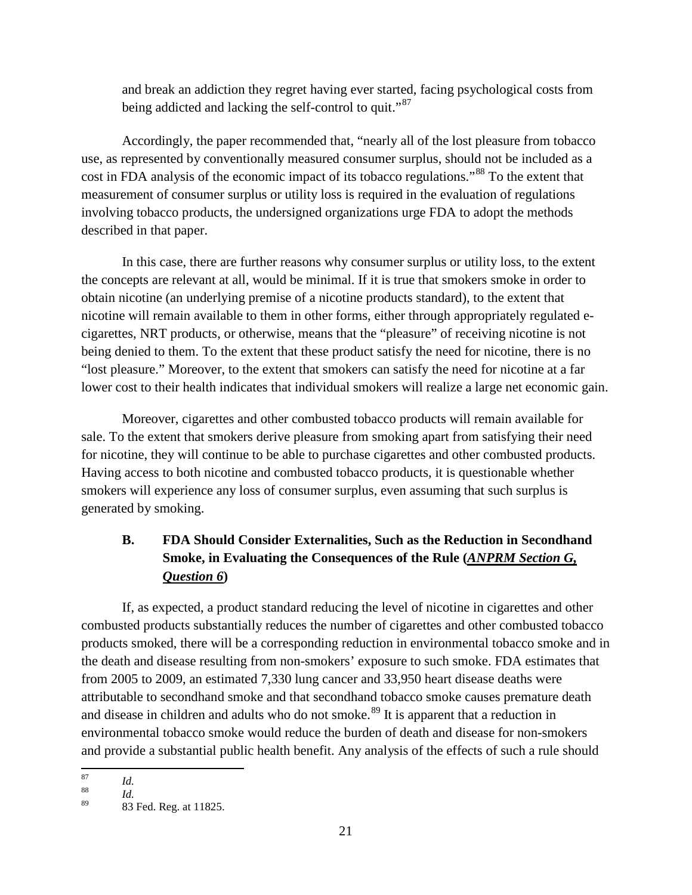and break an addiction they regret having ever started, facing psychological costs from being addicted and lacking the self-control to quit."[87]

Accordingly, the paper recommended that, "nearly all of the lost pleasure from tobacco use, as represented by conventionally measured consumer surplus, should not be included as a cost in FDA analysis of the economic impact of its tobacco regulations."[88] To the extent that measurement of consumer surplus or utility loss is required in the evaluation of regulations involving tobacco products, the undersigned organizations urge FDA to adopt the methods described in that paper.

In this case, there are further reasons why consumer surplus or utility loss, to the extent the concepts are relevant at all, would be minimal. If it is true that smokers smoke in order to obtain nicotine (an underlying premise of a nicotine products standard), to the extent that nicotine will remain available to them in other forms, either through appropriately regulated e-cigarettes, NRT products, or otherwise, means that the "pleasure" of receiving nicotine is not being denied to them. To the extent that these product satisfy the need for nicotine, there is no "lost pleasure." Moreover, to the extent that smokers can satisfy the need for nicotine at a far lower cost to their health indicates that individual smokers will realize a large net economic gain.

Moreover, cigarettes and other combusted tobacco products will remain available for sale. To the extent that smokers derive pleasure from smoking apart from satisfying their need for nicotine, they will continue to be able to purchase cigarettes and other combusted products. Having access to both nicotine and combusted tobacco products, it is questionable whether smokers will experience any loss of consumer surplus, even assuming that such surplus is generated by smoking.

### B. FDA Should Consider Externalities, Such as the Reduction in Secondhand Smoke, in Evaluating the Consequences of the Rule (***ANPRM Section G, Question 6***)

If, as expected, a product standard reducing the level of nicotine in cigarettes and other combusted products substantially reduces the number of cigarettes and other combusted tobacco products smoked, there will be a corresponding reduction in environmental tobacco smoke and in the death and disease resulting from non-smokers' exposure to such smoke. FDA estimates that from 2005 to 2009, an estimated 7,330 lung cancer and 33,950 heart disease deaths were attributable to secondhand smoke and that secondhand tobacco smoke causes premature death and disease in children and adults who do not smoke.[89] It is apparent that a reduction in environmental tobacco smoke would reduce the burden of death and disease for non-smokers and provide a substantial public health benefit. Any analysis of the effects of such a rule should

---

[87] *Id.*

[88] *Id.*

[89] 83 Fed. Reg. at 11825.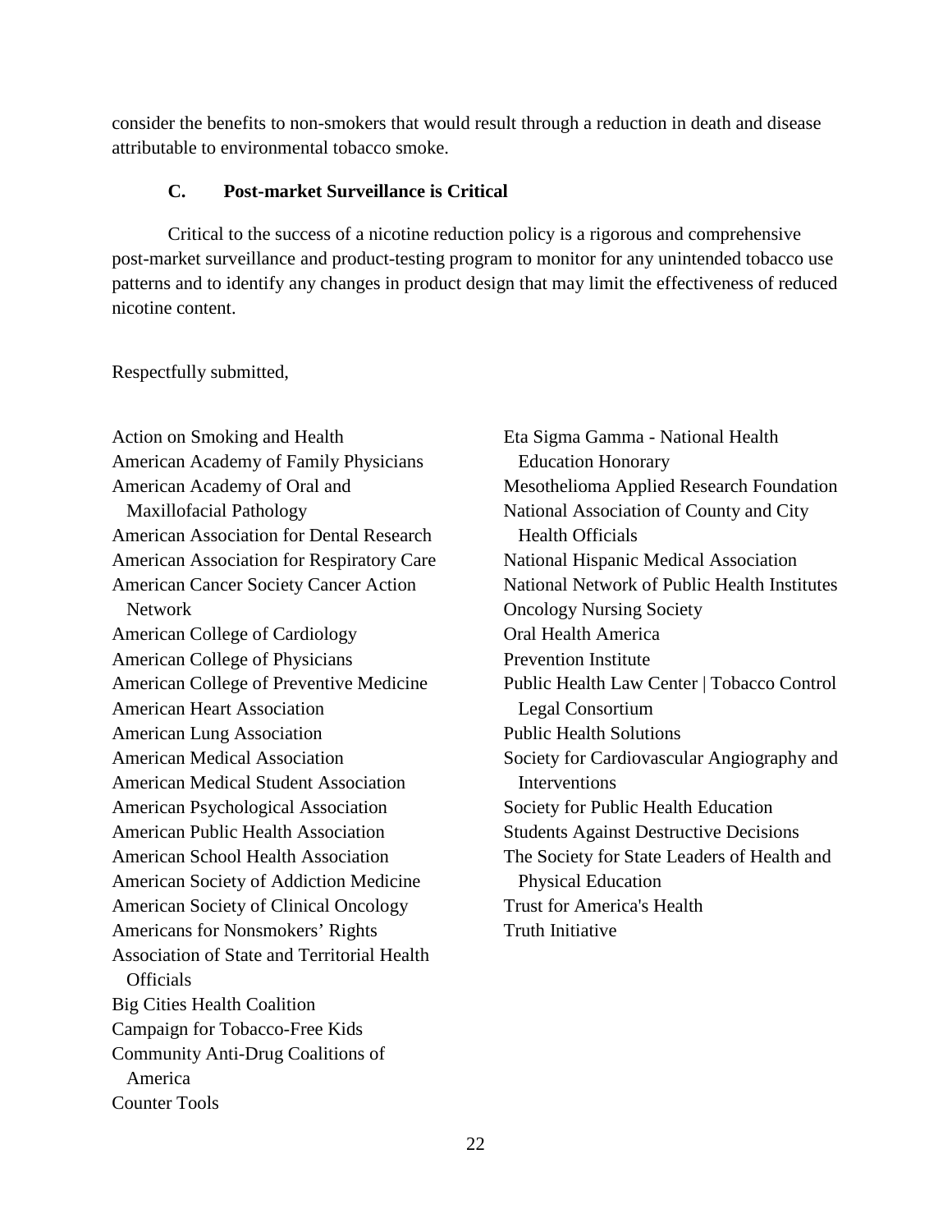consider the benefits to non-smokers that would result through a reduction in death and disease attributable to environmental tobacco smoke.

### C. Post-market Surveillance is Critical

Critical to the success of a nicotine reduction policy is a rigorous and comprehensive post-market surveillance and product-testing program to monitor for any unintended tobacco use patterns and to identify any changes in product design that may limit the effectiveness of reduced nicotine content.

Respectfully submitted,

Action on Smoking and Health
American Academy of Family Physicians
American Academy of Oral and Maxillofacial Pathology
American Association for Dental Research
American Association for Respiratory Care
American Cancer Society Cancer Action Network
American College of Cardiology
American College of Physicians
American College of Preventive Medicine
American Heart Association
American Lung Association
American Medical Association
American Medical Student Association
American Psychological Association
American Public Health Association
American School Health Association
American Society of Addiction Medicine
American Society of Clinical Oncology
Americans for Nonsmokers' Rights
Association of State and Territorial Health Officials
Big Cities Health Coalition
Campaign for Tobacco-Free Kids
Community Anti-Drug Coalitions of America
Counter Tools
Eta Sigma Gamma - National Health Education Honorary
Mesothelioma Applied Research Foundation
National Association of County and City Health Officials
National Hispanic Medical Association
National Network of Public Health Institutes
Oncology Nursing Society
Oral Health America
Prevention Institute
Public Health Law Center | Tobacco Control Legal Consortium
Public Health Solutions
Society for Cardiovascular Angiography and Interventions
Society for Public Health Education
Students Against Destructive Decisions
The Society for State Leaders of Health and Physical Education
Trust for America's Health
Truth Initiative